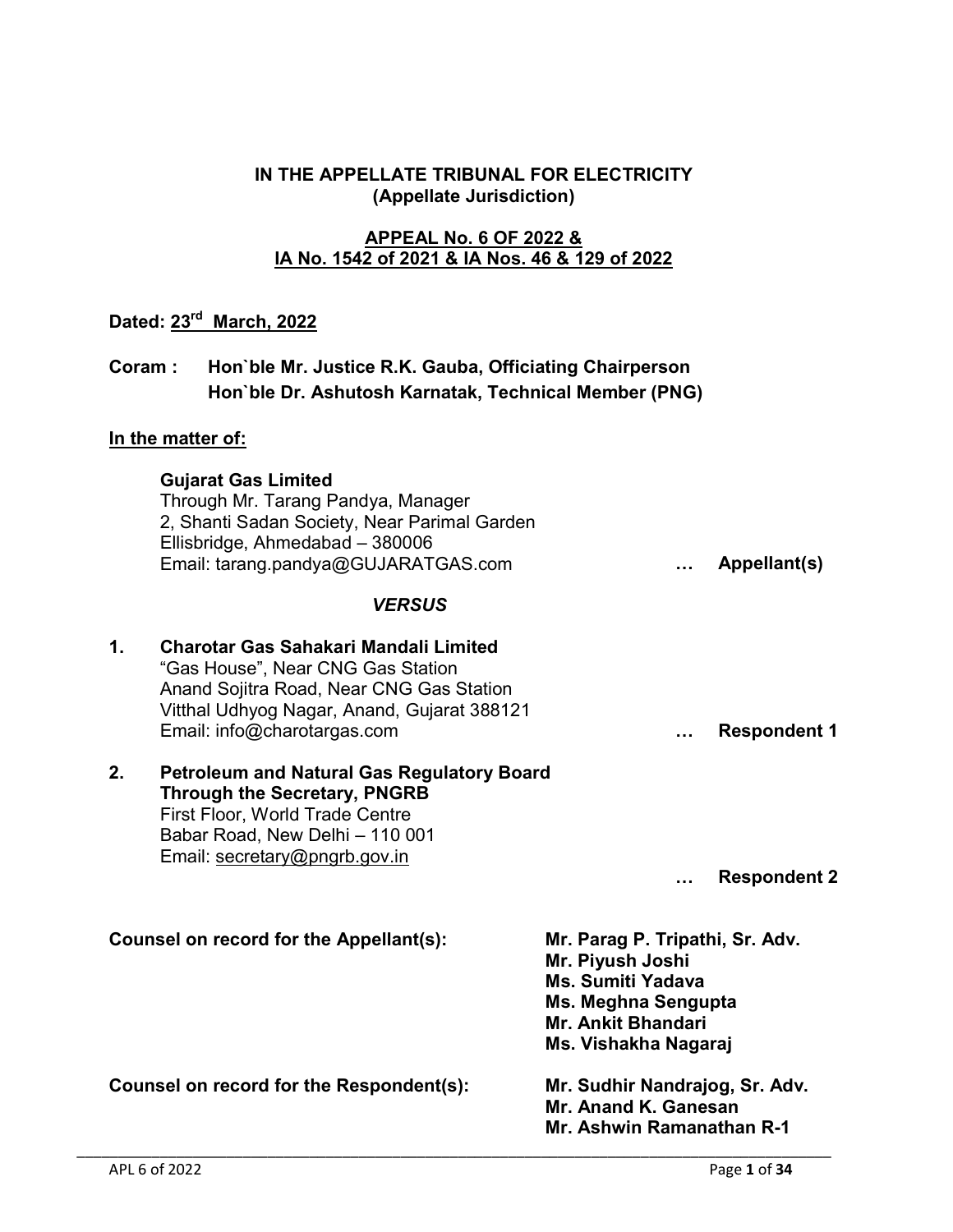**IN THE APPELLATE TRIBUNAL FOR ELECTRICITY**
**(Appellate Jurisdiction)**

**APPEAL No. 6 OF 2022 &**
**IA No. 1542 of 2021 & IA Nos. 46 & 129 of 2022**

**Dated: 23rd March, 2022**

**Coram : Hon`ble Mr. Justice R.K. Gauba, Officiating Chairperson**
**Hon`ble Dr. Ashutosh Karnatak, Technical Member (PNG)**

**In the matter of:**

**Gujarat Gas Limited**
Through Mr. Tarang Pandya, Manager
2, Shanti Sadan Society, Near Parimal Garden
Ellisbridge, Ahmedabad – 380006
Email: tarang.pandya@GUJARATGAS.com … **Appellant(s)**

***VERSUS***

1. **Charotar Gas Sahakari Mandali Limited**
   "Gas House", Near CNG Gas Station
   Anand Sojitra Road, Near CNG Gas Station
   Vitthal Udhyog Nagar, Anand, Gujarat 388121
   Email: info@charotargas.com … **Respondent 1**

2. **Petroleum and Natural Gas Regulatory Board**
   **Through the Secretary, PNGRB**
   First Floor, World Trade Centre
   Babar Road, New Delhi – 110 001
   Email: secretary@pngrb.gov.in … **Respondent 2**

**Counsel on record for the Appellant(s):** **Mr. Parag P. Tripathi, Sr. Adv.**
**Mr. Piyush Joshi**
**Ms. Sumiti Yadava**
**Ms. Meghna Sengupta**
**Mr. Ankit Bhandari**
**Ms. Vishakha Nagaraj**

**Counsel on record for the Respondent(s):** **Mr. Sudhir Nandrajog, Sr. Adv.**
**Mr. Anand K. Ganesan**
**Mr. Ashwin Ramanathan R-1**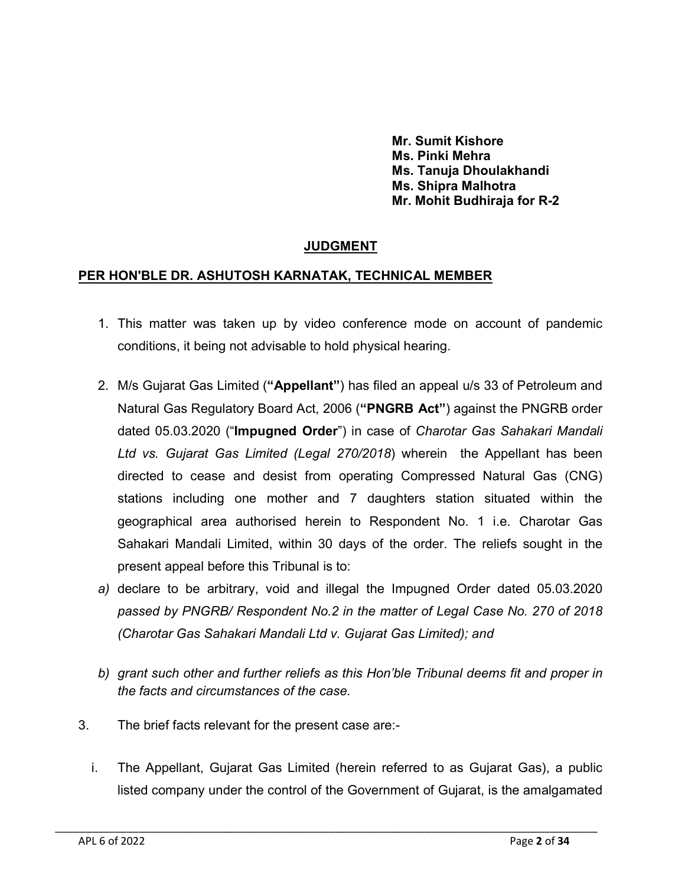**Mr. Sumit Kishore**
**Ms. Pinki Mehra**
**Ms. Tanuja Dhoulakhandi**
**Ms. Shipra Malhotra**
**Mr. Mohit Budhiraja for R-2**

## JUDGMENT

### PER HON'BLE DR. ASHUTOSH KARNATAK, TECHNICAL MEMBER

1. This matter was taken up by video conference mode on account of pandemic conditions, it being not advisable to hold physical hearing.

2. M/s Gujarat Gas Limited (**"Appellant"**) has filed an appeal u/s 33 of Petroleum and Natural Gas Regulatory Board Act, 2006 (**"PNGRB Act"**) against the PNGRB order dated 05.03.2020 ("**Impugned Order**") in case of *Charotar Gas Sahakari Mandali Ltd vs. Gujarat Gas Limited (Legal 270/2018*) wherein the Appellant has been directed to cease and desist from operating Compressed Natural Gas (CNG) stations including one mother and 7 daughters station situated within the geographical area authorised herein to Respondent No. 1 i.e. Charotar Gas Sahakari Mandali Limited, within 30 days of the order. The reliefs sought in the present appeal before this Tribunal is to:

   *a)* declare to be arbitrary, void and illegal the Impugned Order dated 05.03.2020 *passed by PNGRB/ Respondent No.2 in the matter of Legal Case No. 270 of 2018 (Charotar Gas Sahakari Mandali Ltd v. Gujarat Gas Limited); and*

   *b) grant such other and further reliefs as this Hon'ble Tribunal deems fit and proper in the facts and circumstances of the case.*

3. The brief facts relevant for the present case are:-

   i. The Appellant, Gujarat Gas Limited (herein referred to as Gujarat Gas), a public listed company under the control of the Government of Gujarat, is the amalgamated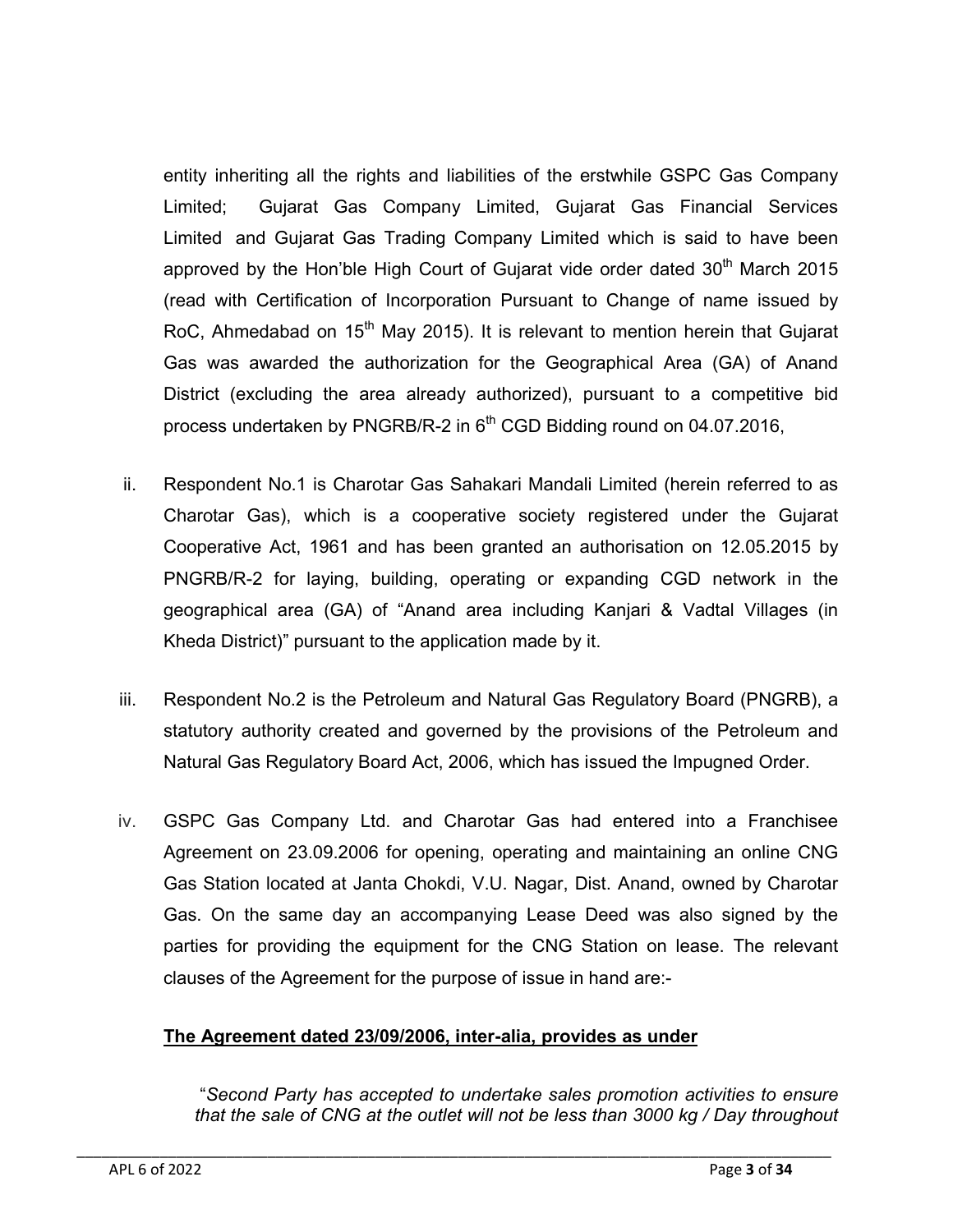entity inheriting all the rights and liabilities of the erstwhile GSPC Gas Company Limited; Gujarat Gas Company Limited, Gujarat Gas Financial Services Limited and Gujarat Gas Trading Company Limited which is said to have been approved by the Hon'ble High Court of Gujarat vide order dated 30th March 2015 (read with Certification of Incorporation Pursuant to Change of name issued by RoC, Ahmedabad on 15th May 2015). It is relevant to mention herein that Gujarat Gas was awarded the authorization for the Geographical Area (GA) of Anand District (excluding the area already authorized), pursuant to a competitive bid process undertaken by PNGRB/R-2 in 6th CGD Bidding round on 04.07.2016,

ii. Respondent No.1 is Charotar Gas Sahakari Mandali Limited (herein referred to as Charotar Gas), which is a cooperative society registered under the Gujarat Cooperative Act, 1961 and has been granted an authorisation on 12.05.2015 by PNGRB/R-2 for laying, building, operating or expanding CGD network in the geographical area (GA) of "Anand area including Kanjari & Vadtal Villages (in Kheda District)" pursuant to the application made by it.

iii. Respondent No.2 is the Petroleum and Natural Gas Regulatory Board (PNGRB), a statutory authority created and governed by the provisions of the Petroleum and Natural Gas Regulatory Board Act, 2006, which has issued the Impugned Order.

iv. GSPC Gas Company Ltd. and Charotar Gas had entered into a Franchisee Agreement on 23.09.2006 for opening, operating and maintaining an online CNG Gas Station located at Janta Chokdi, V.U. Nagar, Dist. Anand, owned by Charotar Gas. On the same day an accompanying Lease Deed was also signed by the parties for providing the equipment for the CNG Station on lease. The relevant clauses of the Agreement for the purpose of issue in hand are:-

**<u>The Agreement dated 23/09/2006, inter-alia, provides as under</u>**

> "*Second Party has accepted to undertake sales promotion activities to ensure that the sale of CNG at the outlet will not be less than 3000 kg / Day throughout*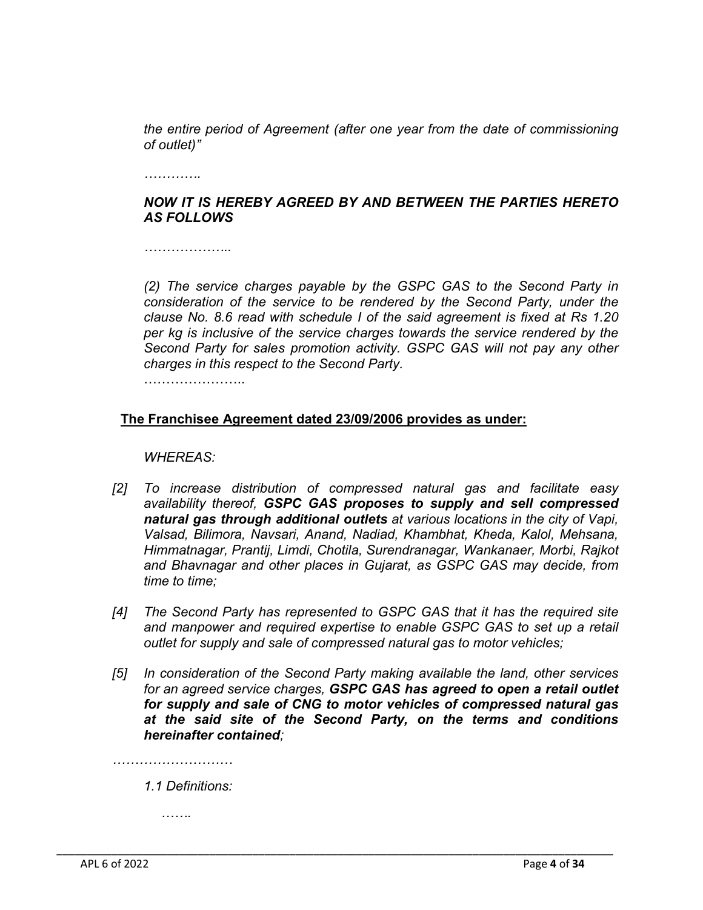*the entire period of Agreement (after one year from the date of commissioning of outlet)"*

*…………*

***NOW IT IS HEREBY AGREED BY AND BETWEEN THE PARTIES HERETO AS FOLLOWS***

*………………..*

*(2) The service charges payable by the GSPC GAS to the Second Party in consideration of the service to be rendered by the Second Party, under the clause No. 8.6 read with schedule I of the said agreement is fixed at Rs 1.20 per kg is inclusive of the service charges towards the service rendered by the Second Party for sales promotion activity. GSPC GAS will not pay any other charges in this respect to the Second Party.*

*…………………..*

**<u>The Franchisee Agreement dated 23/09/2006 provides as under:</u>**

*WHEREAS:*

*[2] To increase distribution of compressed natural gas and facilitate easy availability thereof, **GSPC GAS proposes to supply and sell compressed natural gas through additional outlets** at various locations in the city of Vapi, Valsad, Bilimora, Navsari, Anand, Nadiad, Khambhat, Kheda, Kalol, Mehsana, Himmatnagar, Prantij, Limdi, Chotila, Surendranagar, Wankanaer, Morbi, Rajkot and Bhavnagar and other places in Gujarat, as GSPC GAS may decide, from time to time;*

*[4] The Second Party has represented to GSPC GAS that it has the required site and manpower and required expertise to enable GSPC GAS to set up a retail outlet for supply and sale of compressed natural gas to motor vehicles;*

*[5] In consideration of the Second Party making available the land, other services for an agreed service charges, **GSPC GAS has agreed to open a retail outlet for supply and sale of CNG to motor vehicles of compressed natural gas at the said site of the Second Party, on the terms and conditions hereinafter contained**;*

*………………………*

*1.1 Definitions:*

*…….*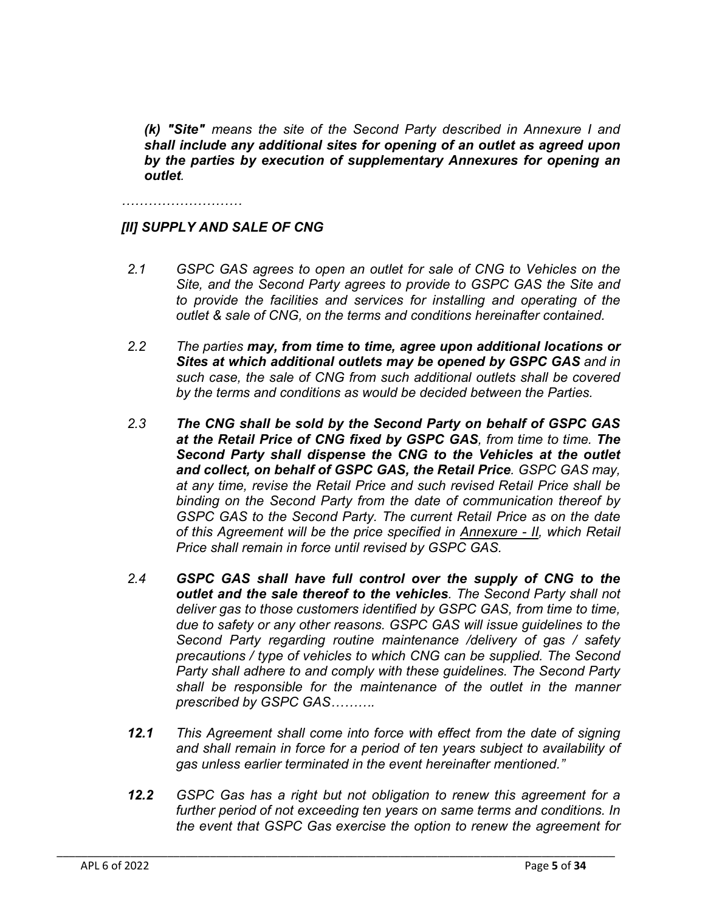*(k) "Site" means the site of the Second Party described in Annexure I and **shall include any additional sites for opening of an outlet as agreed upon by the parties by execution of supplementary Annexures for opening an outlet**.*

*………………………*

## *[II] SUPPLY AND SALE OF CNG*

*2.1 GSPC GAS agrees to open an outlet for sale of CNG to Vehicles on the Site, and the Second Party agrees to provide to GSPC GAS the Site and to provide the facilities and services for installing and operating of the outlet & sale of CNG, on the terms and conditions hereinafter contained.*

*2.2 The parties **may, from time to time, agree upon additional locations or Sites at which additional outlets may be opened by GSPC GAS** and in such case, the sale of CNG from such additional outlets shall be covered by the terms and conditions as would be decided between the Parties.*

*2.3 **The CNG shall be sold by the Second Party on behalf of GSPC GAS at the Retail Price of CNG fixed by GSPC GAS**, from time to time. **The Second Party shall dispense the CNG to the Vehicles at the outlet and collect, on behalf of GSPC GAS, the Retail Price**. GSPC GAS may, at any time, revise the Retail Price and such revised Retail Price shall be binding on the Second Party from the date of communication thereof by GSPC GAS to the Second Party. The current Retail Price as on the date of this Agreement will be the price specified in <u>Annexure - II</u>, which Retail Price shall remain in force until revised by GSPC GAS.*

*2.4 **GSPC GAS shall have full control over the supply of CNG to the outlet and the sale thereof to the vehicles**. The Second Party shall not deliver gas to those customers identified by GSPC GAS, from time to time, due to safety or any other reasons. GSPC GAS will issue guidelines to the Second Party regarding routine maintenance /delivery of gas / safety precautions / type of vehicles to which CNG can be supplied. The Second Party shall adhere to and comply with these guidelines. The Second Party shall be responsible for the maintenance of the outlet in the manner prescribed by GSPC GAS……….*

***12.1** This Agreement shall come into force with effect from the date of signing and shall remain in force for a period of ten years subject to availability of gas unless earlier terminated in the event hereinafter mentioned."*

***12.2** GSPC Gas has a right but not obligation to renew this agreement for a further period of not exceeding ten years on same terms and conditions. In the event that GSPC Gas exercise the option to renew the agreement for*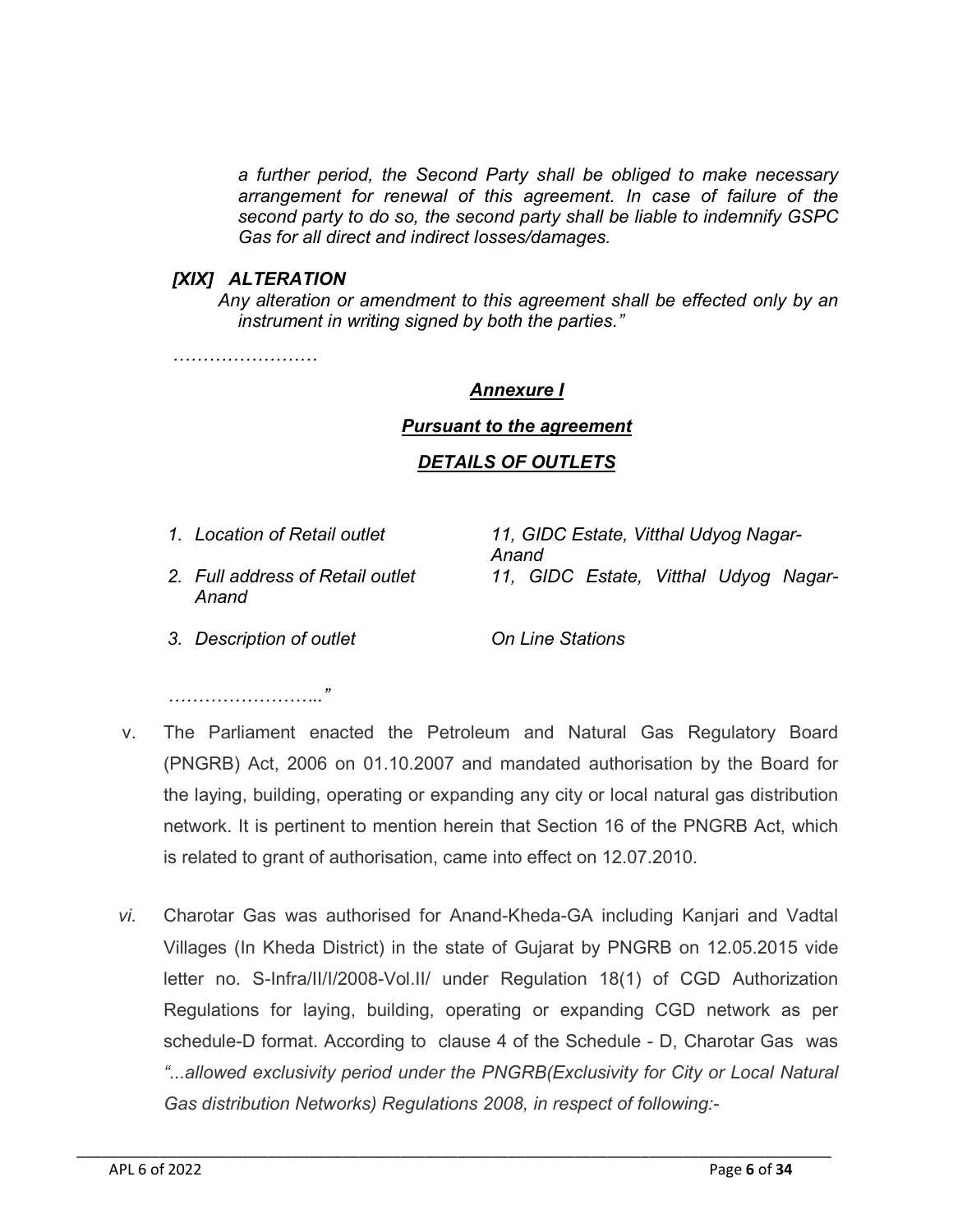*a further period, the Second Party shall be obliged to make necessary arrangement for renewal of this agreement. In case of failure of the second party to do so, the second party shall be liable to indemnify GSPC Gas for all direct and indirect losses/damages.*

***[XIX] ALTERATION***

*Any alteration or amendment to this agreement shall be effected only by an instrument in writing signed by both the parties."*

*……………………*

***Annexure I***

***Pursuant to the agreement***

***DETAILS OF OUTLETS***

| | |
|---|---|
| *1. Location of Retail outlet* | *11, GIDC Estate, Vitthal Udyog Nagar-Anand* |
| *2. Full address of Retail outlet Anand* | *11, GIDC Estate, Vitthal Udyog Nagar-* |
| *3. Description of outlet* | *On Line Stations* |

*……………………..."*

v. The Parliament enacted the Petroleum and Natural Gas Regulatory Board (PNGRB) Act, 2006 on 01.10.2007 and mandated authorisation by the Board for the laying, building, operating or expanding any city or local natural gas distribution network. It is pertinent to mention herein that Section 16 of the PNGRB Act, which is related to grant of authorisation, came into effect on 12.07.2010.

*vi.* Charotar Gas was authorised for Anand-Kheda-GA including Kanjari and Vadtal Villages (In Kheda District) in the state of Gujarat by PNGRB on 12.05.2015 vide letter no. S-Infra/II/I/2008-Vol.II/ under Regulation 18(1) of CGD Authorization Regulations for laying, building, operating or expanding CGD network as per schedule-D format. According to clause 4 of the Schedule - D, Charotar Gas was *"...allowed exclusivity period under the PNGRB(Exclusivity for City or Local Natural Gas distribution Networks) Regulations 2008, in respect of following:-*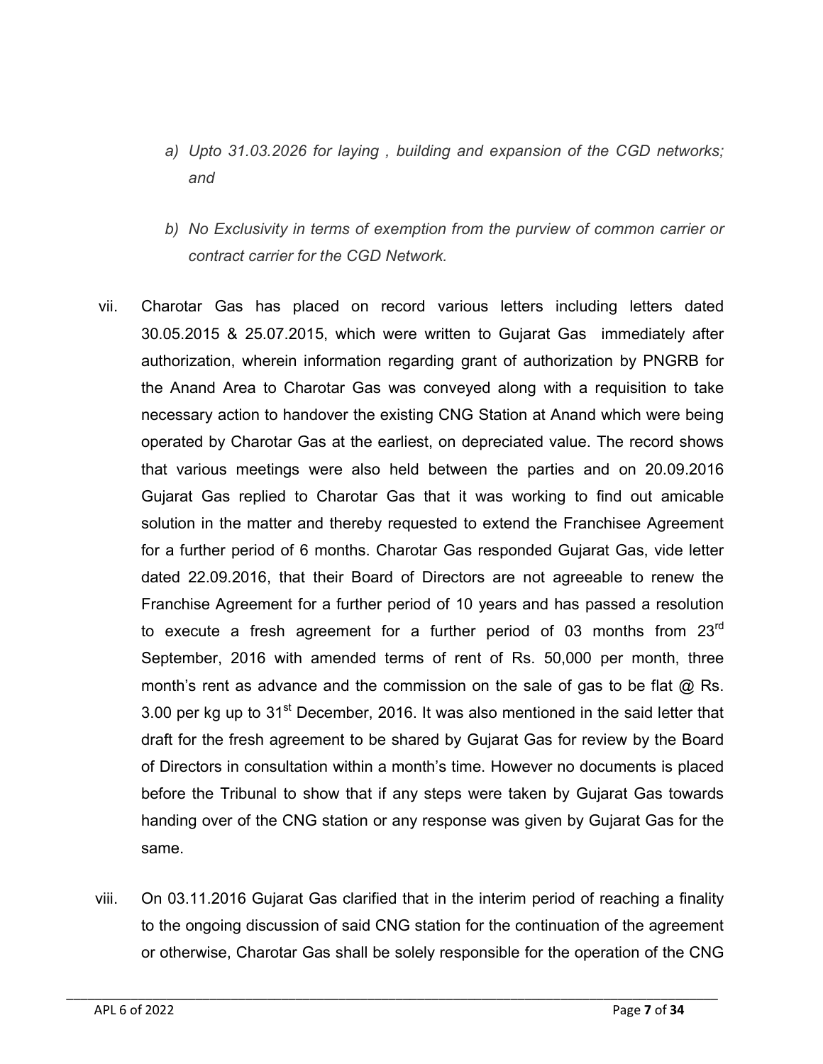*a) Upto 31.03.2026 for laying , building and expansion of the CGD networks; and*

*b) No Exclusivity in terms of exemption from the purview of common carrier or contract carrier for the CGD Network.*

vii. Charotar Gas has placed on record various letters including letters dated 30.05.2015 & 25.07.2015, which were written to Gujarat Gas immediately after authorization, wherein information regarding grant of authorization by PNGRB for the Anand Area to Charotar Gas was conveyed along with a requisition to take necessary action to handover the existing CNG Station at Anand which were being operated by Charotar Gas at the earliest, on depreciated value. The record shows that various meetings were also held between the parties and on 20.09.2016 Gujarat Gas replied to Charotar Gas that it was working to find out amicable solution in the matter and thereby requested to extend the Franchisee Agreement for a further period of 6 months. Charotar Gas responded Gujarat Gas, vide letter dated 22.09.2016, that their Board of Directors are not agreeable to renew the Franchise Agreement for a further period of 10 years and has passed a resolution to execute a fresh agreement for a further period of 03 months from 23rd September, 2016 with amended terms of rent of Rs. 50,000 per month, three month's rent as advance and the commission on the sale of gas to be flat @ Rs. 3.00 per kg up to 31st December, 2016. It was also mentioned in the said letter that draft for the fresh agreement to be shared by Gujarat Gas for review by the Board of Directors in consultation within a month's time. However no documents is placed before the Tribunal to show that if any steps were taken by Gujarat Gas towards handing over of the CNG station or any response was given by Gujarat Gas for the same.

viii. On 03.11.2016 Gujarat Gas clarified that in the interim period of reaching a finality to the ongoing discussion of said CNG station for the continuation of the agreement or otherwise, Charotar Gas shall be solely responsible for the operation of the CNG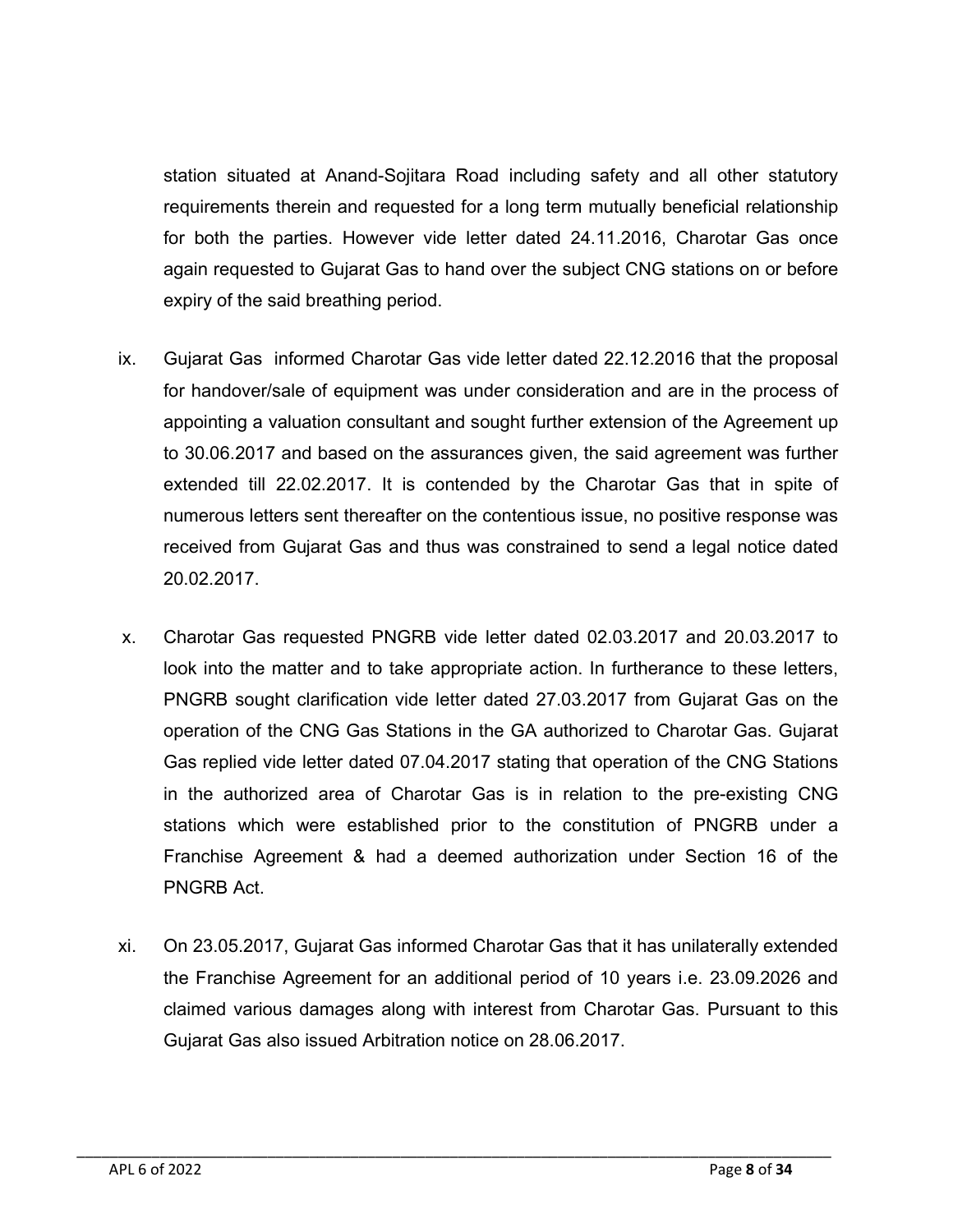station situated at Anand-Sojitara Road including safety and all other statutory requirements therein and requested for a long term mutually beneficial relationship for both the parties. However vide letter dated 24.11.2016, Charotar Gas once again requested to Gujarat Gas to hand over the subject CNG stations on or before expiry of the said breathing period.

ix. Gujarat Gas informed Charotar Gas vide letter dated 22.12.2016 that the proposal for handover/sale of equipment was under consideration and are in the process of appointing a valuation consultant and sought further extension of the Agreement up to 30.06.2017 and based on the assurances given, the said agreement was further extended till 22.02.2017. It is contended by the Charotar Gas that in spite of numerous letters sent thereafter on the contentious issue, no positive response was received from Gujarat Gas and thus was constrained to send a legal notice dated 20.02.2017.

x. Charotar Gas requested PNGRB vide letter dated 02.03.2017 and 20.03.2017 to look into the matter and to take appropriate action. In furtherance to these letters, PNGRB sought clarification vide letter dated 27.03.2017 from Gujarat Gas on the operation of the CNG Gas Stations in the GA authorized to Charotar Gas. Gujarat Gas replied vide letter dated 07.04.2017 stating that operation of the CNG Stations in the authorized area of Charotar Gas is in relation to the pre-existing CNG stations which were established prior to the constitution of PNGRB under a Franchise Agreement & had a deemed authorization under Section 16 of the PNGRB Act.

xi. On 23.05.2017, Gujarat Gas informed Charotar Gas that it has unilaterally extended the Franchise Agreement for an additional period of 10 years i.e. 23.09.2026 and claimed various damages along with interest from Charotar Gas. Pursuant to this Gujarat Gas also issued Arbitration notice on 28.06.2017.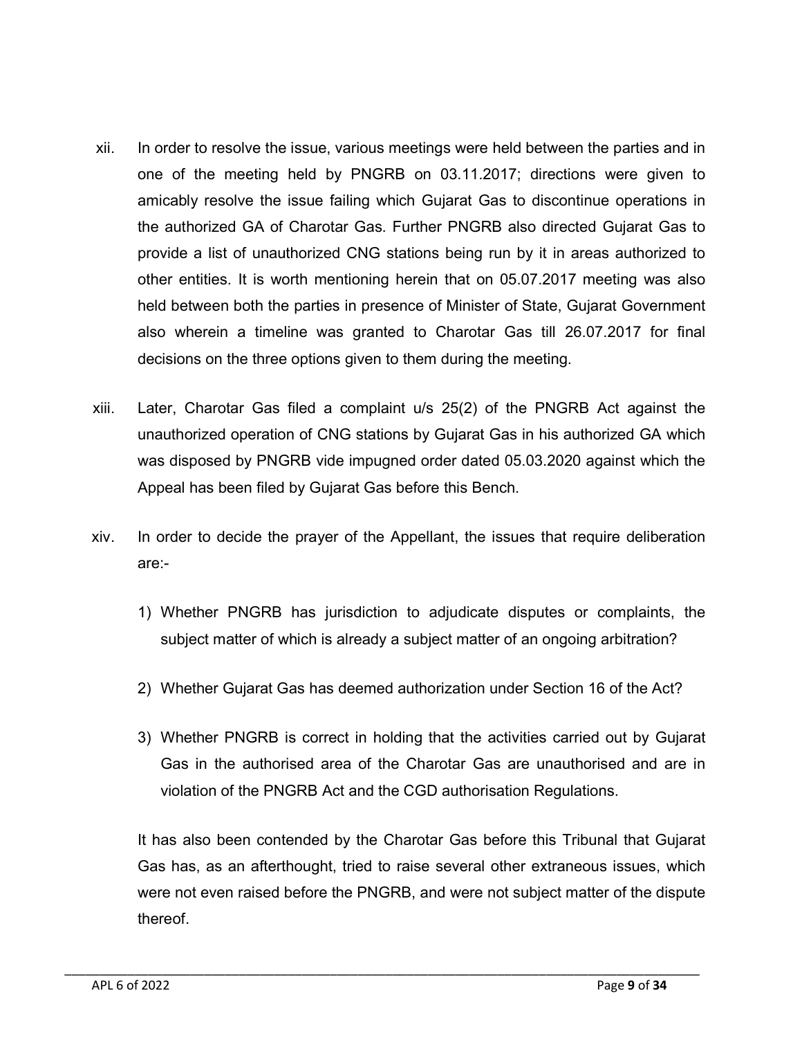xii. In order to resolve the issue, various meetings were held between the parties and in one of the meeting held by PNGRB on 03.11.2017; directions were given to amicably resolve the issue failing which Gujarat Gas to discontinue operations in the authorized GA of Charotar Gas. Further PNGRB also directed Gujarat Gas to provide a list of unauthorized CNG stations being run by it in areas authorized to other entities. It is worth mentioning herein that on 05.07.2017 meeting was also held between both the parties in presence of Minister of State, Gujarat Government also wherein a timeline was granted to Charotar Gas till 26.07.2017 for final decisions on the three options given to them during the meeting.

xiii. Later, Charotar Gas filed a complaint u/s 25(2) of the PNGRB Act against the unauthorized operation of CNG stations by Gujarat Gas in his authorized GA which was disposed by PNGRB vide impugned order dated 05.03.2020 against which the Appeal has been filed by Gujarat Gas before this Bench.

xiv. In order to decide the prayer of the Appellant, the issues that require deliberation are:-

1) Whether PNGRB has jurisdiction to adjudicate disputes or complaints, the subject matter of which is already a subject matter of an ongoing arbitration?

2) Whether Gujarat Gas has deemed authorization under Section 16 of the Act?

3) Whether PNGRB is correct in holding that the activities carried out by Gujarat Gas in the authorised area of the Charotar Gas are unauthorised and are in violation of the PNGRB Act and the CGD authorisation Regulations.

It has also been contended by the Charotar Gas before this Tribunal that Gujarat Gas has, as an afterthought, tried to raise several other extraneous issues, which were not even raised before the PNGRB, and were not subject matter of the dispute thereof.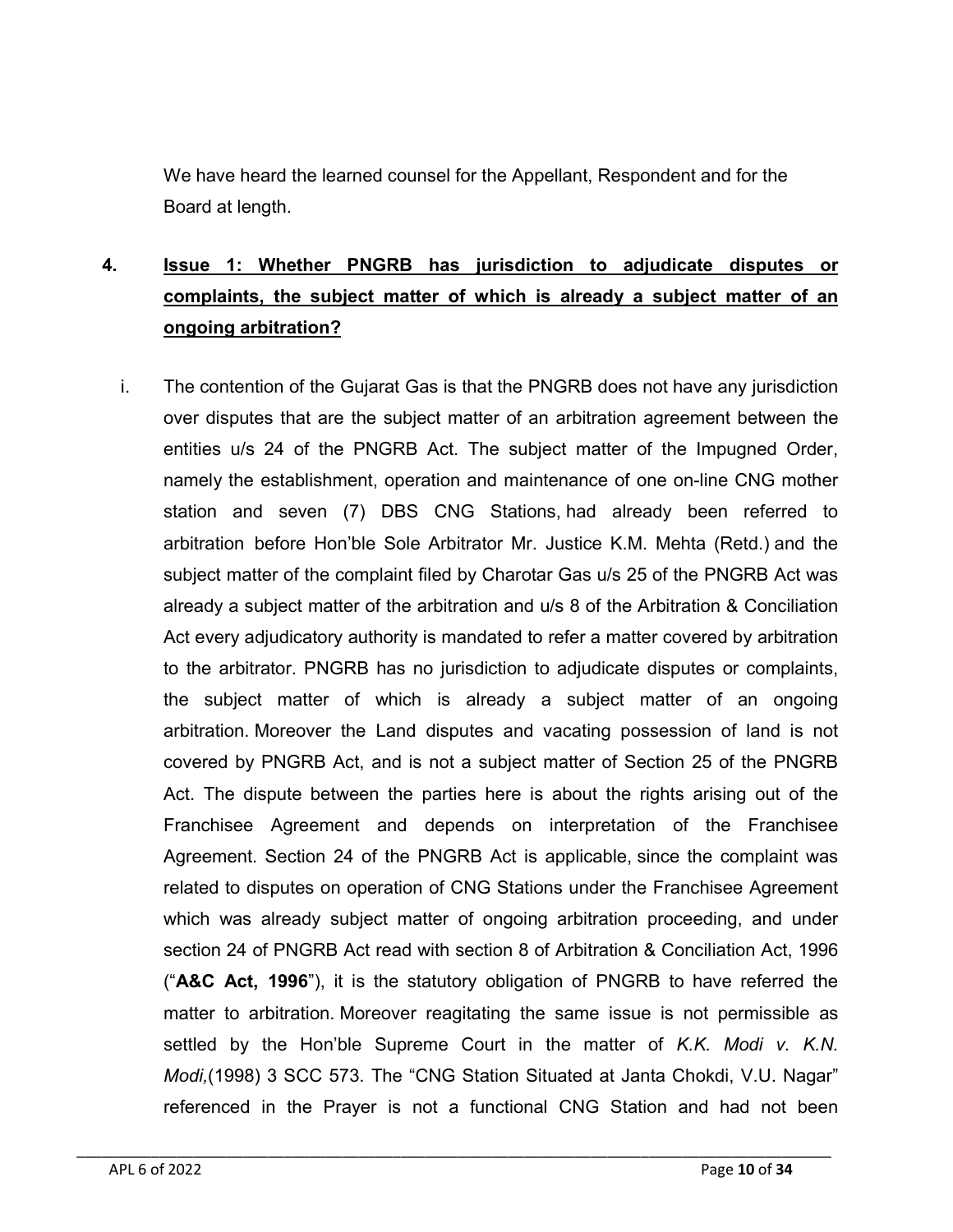We have heard the learned counsel for the Appellant, Respondent and for the Board at length.

4. **Issue 1: Whether PNGRB has jurisdiction to adjudicate disputes or complaints, the subject matter of which is already a subject matter of an ongoing arbitration?**

i. The contention of the Gujarat Gas is that the PNGRB does not have any jurisdiction over disputes that are the subject matter of an arbitration agreement between the entities u/s 24 of the PNGRB Act. The subject matter of the Impugned Order, namely the establishment, operation and maintenance of one on-line CNG mother station and seven (7) DBS CNG Stations, had already been referred to arbitration before Hon'ble Sole Arbitrator Mr. Justice K.M. Mehta (Retd.) and the subject matter of the complaint filed by Charotar Gas u/s 25 of the PNGRB Act was already a subject matter of the arbitration and u/s 8 of the Arbitration & Conciliation Act every adjudicatory authority is mandated to refer a matter covered by arbitration to the arbitrator. PNGRB has no jurisdiction to adjudicate disputes or complaints, the subject matter of which is already a subject matter of an ongoing arbitration. Moreover the Land disputes and vacating possession of land is not covered by PNGRB Act, and is not a subject matter of Section 25 of the PNGRB Act. The dispute between the parties here is about the rights arising out of the Franchisee Agreement and depends on interpretation of the Franchisee Agreement. Section 24 of the PNGRB Act is applicable, since the complaint was related to disputes on operation of CNG Stations under the Franchisee Agreement which was already subject matter of ongoing arbitration proceeding, and under section 24 of PNGRB Act read with section 8 of Arbitration & Conciliation Act, 1996 ("**A&C Act, 1996**"), it is the statutory obligation of PNGRB to have referred the matter to arbitration. Moreover reagitating the same issue is not permissible as settled by the Hon'ble Supreme Court in the matter of *K.K. Modi v. K.N. Modi,*(1998) 3 SCC 573. The "CNG Station Situated at Janta Chokdi, V.U. Nagar" referenced in the Prayer is not a functional CNG Station and had not been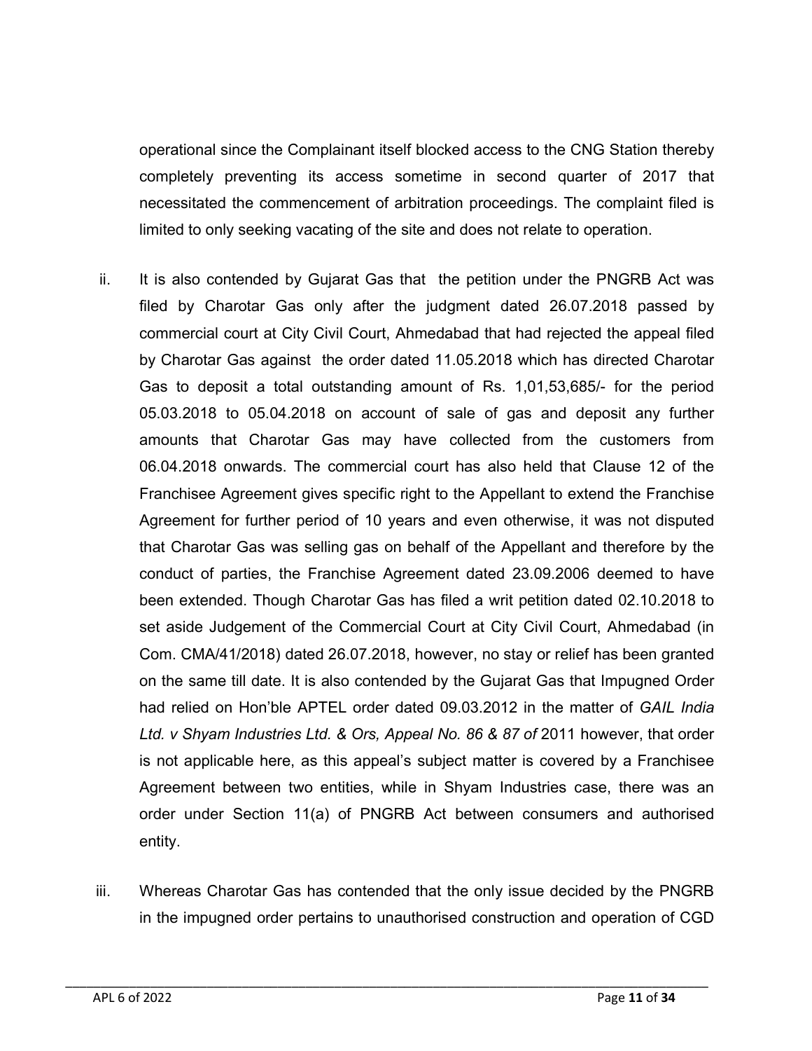operational since the Complainant itself blocked access to the CNG Station thereby completely preventing its access sometime in second quarter of 2017 that necessitated the commencement of arbitration proceedings. The complaint filed is limited to only seeking vacating of the site and does not relate to operation.

ii. It is also contended by Gujarat Gas that the petition under the PNGRB Act was filed by Charotar Gas only after the judgment dated 26.07.2018 passed by commercial court at City Civil Court, Ahmedabad that had rejected the appeal filed by Charotar Gas against the order dated 11.05.2018 which has directed Charotar Gas to deposit a total outstanding amount of Rs. 1,01,53,685/- for the period 05.03.2018 to 05.04.2018 on account of sale of gas and deposit any further amounts that Charotar Gas may have collected from the customers from 06.04.2018 onwards. The commercial court has also held that Clause 12 of the Franchisee Agreement gives specific right to the Appellant to extend the Franchise Agreement for further period of 10 years and even otherwise, it was not disputed that Charotar Gas was selling gas on behalf of the Appellant and therefore by the conduct of parties, the Franchise Agreement dated 23.09.2006 deemed to have been extended. Though Charotar Gas has filed a writ petition dated 02.10.2018 to set aside Judgement of the Commercial Court at City Civil Court, Ahmedabad (in Com. CMA/41/2018) dated 26.07.2018, however, no stay or relief has been granted on the same till date. It is also contended by the Gujarat Gas that Impugned Order had relied on Hon'ble APTEL order dated 09.03.2012 in the matter of *GAIL India Ltd. v Shyam Industries Ltd. & Ors, Appeal No. 86 & 87 of* 2011 however, that order is not applicable here, as this appeal's subject matter is covered by a Franchisee Agreement between two entities, while in Shyam Industries case, there was an order under Section 11(a) of PNGRB Act between consumers and authorised entity.

iii. Whereas Charotar Gas has contended that the only issue decided by the PNGRB in the impugned order pertains to unauthorised construction and operation of CGD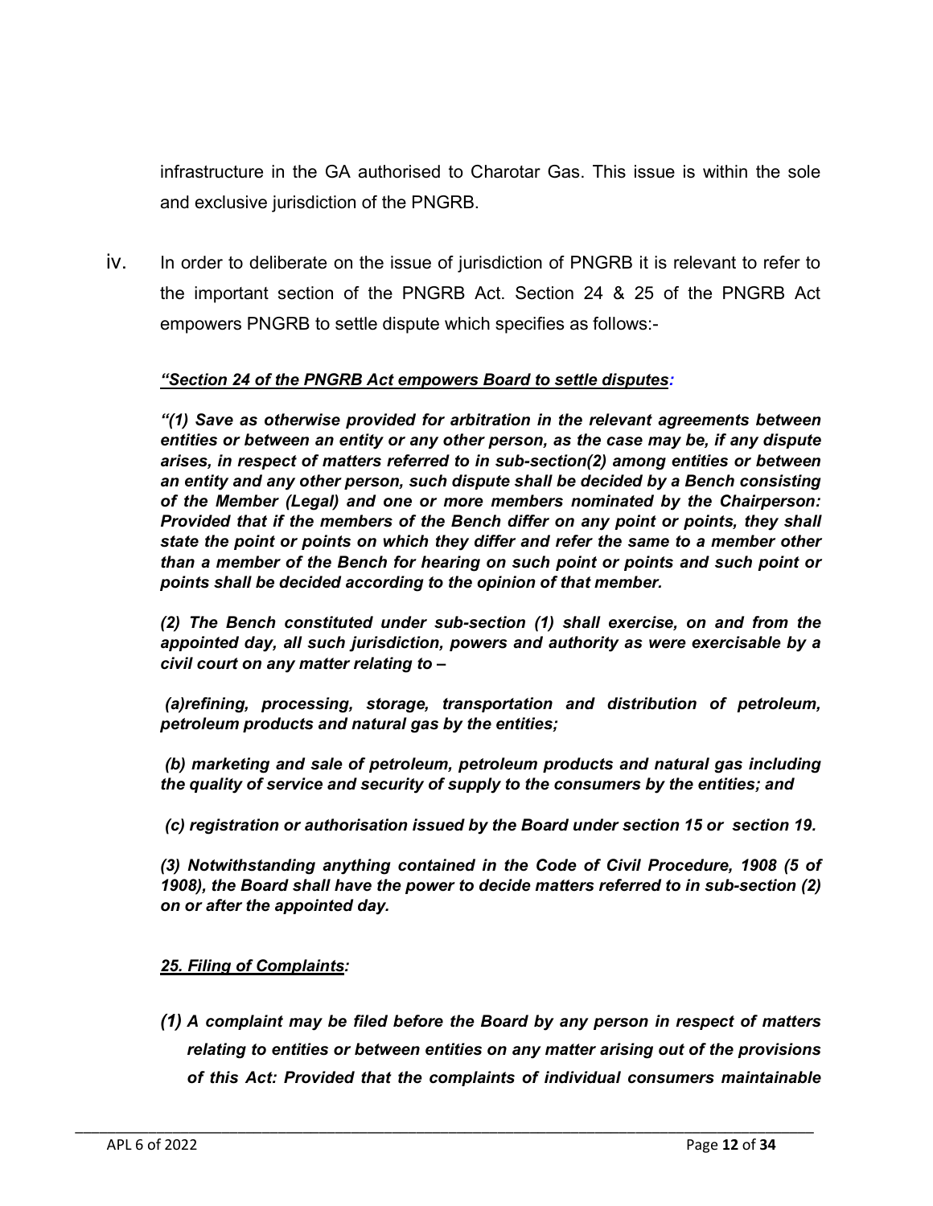infrastructure in the GA authorised to Charotar Gas. This issue is within the sole and exclusive jurisdiction of the PNGRB.

iv. In order to deliberate on the issue of jurisdiction of PNGRB it is relevant to refer to the important section of the PNGRB Act. Section 24 & 25 of the PNGRB Act empowers PNGRB to settle dispute which specifies as follows:-

***<u>"Section 24 of the PNGRB Act empowers Board to settle disputes</u>:***

***"(1) Save as otherwise provided for arbitration in the relevant agreements between entities or between an entity or any other person, as the case may be, if any dispute arises, in respect of matters referred to in sub-section(2) among entities or between an entity and any other person, such dispute shall be decided by a Bench consisting of the Member (Legal) and one or more members nominated by the Chairperson: Provided that if the members of the Bench differ on any point or points, they shall state the point or points on which they differ and refer the same to a member other than a member of the Bench for hearing on such point or points and such point or points shall be decided according to the opinion of that member.***

***(2) The Bench constituted under sub-section (1) shall exercise, on and from the appointed day, all such jurisdiction, powers and authority as were exercisable by a civil court on any matter relating to –***

***(a)refining, processing, storage, transportation and distribution of petroleum, petroleum products and natural gas by the entities;***

***(b) marketing and sale of petroleum, petroleum products and natural gas including the quality of service and security of supply to the consumers by the entities; and***

***(c) registration or authorisation issued by the Board under section 15 or section 19.***

***(3) Notwithstanding anything contained in the Code of Civil Procedure, 1908 (5 of 1908), the Board shall have the power to decide matters referred to in sub-section (2) on or after the appointed day.***

***<u>25. Filing of Complaints</u>:***

***(1) A complaint may be filed before the Board by any person in respect of matters relating to entities or between entities on any matter arising out of the provisions of this Act: Provided that the complaints of individual consumers maintainable***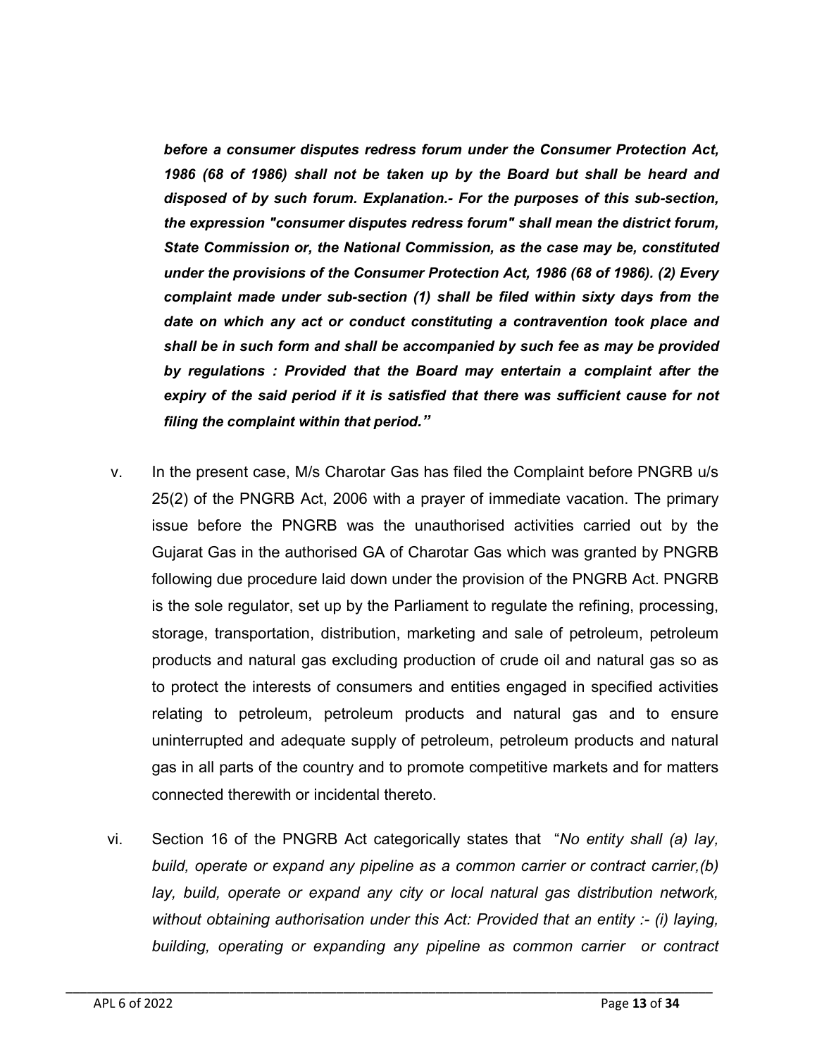***before a consumer disputes redress forum under the Consumer Protection Act, 1986 (68 of 1986) shall not be taken up by the Board but shall be heard and disposed of by such forum. Explanation.- For the purposes of this sub-section, the expression "consumer disputes redress forum" shall mean the district forum, State Commission or, the National Commission, as the case may be, constituted under the provisions of the Consumer Protection Act, 1986 (68 of 1986). (2) Every complaint made under sub-section (1) shall be filed within sixty days from the date on which any act or conduct constituting a contravention took place and shall be in such form and shall be accompanied by such fee as may be provided by regulations : Provided that the Board may entertain a complaint after the expiry of the said period if it is satisfied that there was sufficient cause for not filing the complaint within that period."***

v. In the present case, M/s Charotar Gas has filed the Complaint before PNGRB u/s 25(2) of the PNGRB Act, 2006 with a prayer of immediate vacation. The primary issue before the PNGRB was the unauthorised activities carried out by the Gujarat Gas in the authorised GA of Charotar Gas which was granted by PNGRB following due procedure laid down under the provision of the PNGRB Act. PNGRB is the sole regulator, set up by the Parliament to regulate the refining, processing, storage, transportation, distribution, marketing and sale of petroleum, petroleum products and natural gas excluding production of crude oil and natural gas so as to protect the interests of consumers and entities engaged in specified activities relating to petroleum, petroleum products and natural gas and to ensure uninterrupted and adequate supply of petroleum, petroleum products and natural gas in all parts of the country and to promote competitive markets and for matters connected therewith or incidental thereto.

vi. Section 16 of the PNGRB Act categorically states that "*No entity shall (a) lay, build, operate or expand any pipeline as a common carrier or contract carrier,(b) lay, build, operate or expand any city or local natural gas distribution network, without obtaining authorisation under this Act: Provided that an entity :- (i) laying, building, operating or expanding any pipeline as common carrier or contract*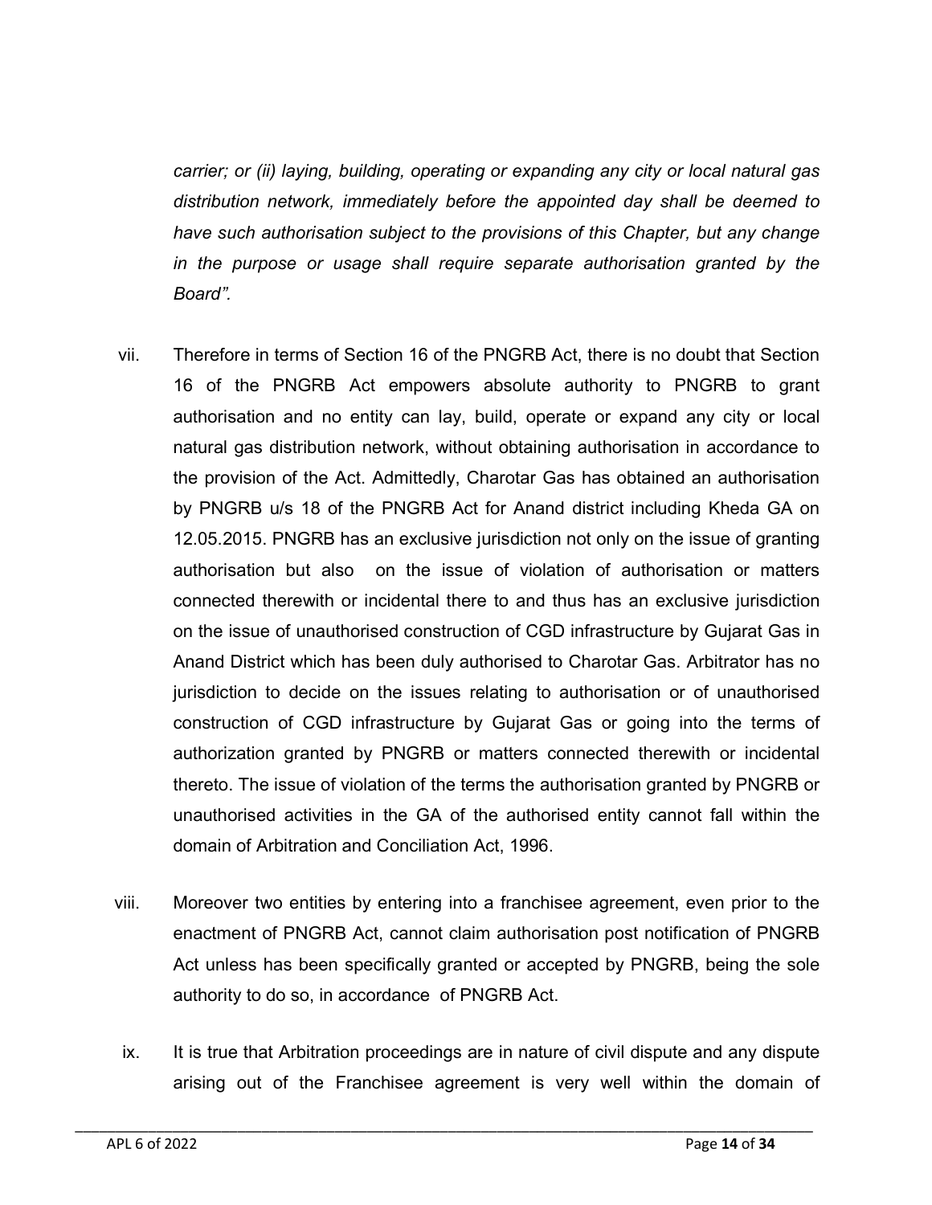*carrier; or (ii) laying, building, operating or expanding any city or local natural gas distribution network, immediately before the appointed day shall be deemed to have such authorisation subject to the provisions of this Chapter, but any change in the purpose or usage shall require separate authorisation granted by the Board".*

vii. Therefore in terms of Section 16 of the PNGRB Act, there is no doubt that Section 16 of the PNGRB Act empowers absolute authority to PNGRB to grant authorisation and no entity can lay, build, operate or expand any city or local natural gas distribution network, without obtaining authorisation in accordance to the provision of the Act. Admittedly, Charotar Gas has obtained an authorisation by PNGRB u/s 18 of the PNGRB Act for Anand district including Kheda GA on 12.05.2015. PNGRB has an exclusive jurisdiction not only on the issue of granting authorisation but also on the issue of violation of authorisation or matters connected therewith or incidental there to and thus has an exclusive jurisdiction on the issue of unauthorised construction of CGD infrastructure by Gujarat Gas in Anand District which has been duly authorised to Charotar Gas. Arbitrator has no jurisdiction to decide on the issues relating to authorisation or of unauthorised construction of CGD infrastructure by Gujarat Gas or going into the terms of authorization granted by PNGRB or matters connected therewith or incidental thereto. The issue of violation of the terms the authorisation granted by PNGRB or unauthorised activities in the GA of the authorised entity cannot fall within the domain of Arbitration and Conciliation Act, 1996.

viii. Moreover two entities by entering into a franchisee agreement, even prior to the enactment of PNGRB Act, cannot claim authorisation post notification of PNGRB Act unless has been specifically granted or accepted by PNGRB, being the sole authority to do so, in accordance of PNGRB Act.

ix. It is true that Arbitration proceedings are in nature of civil dispute and any dispute arising out of the Franchisee agreement is very well within the domain of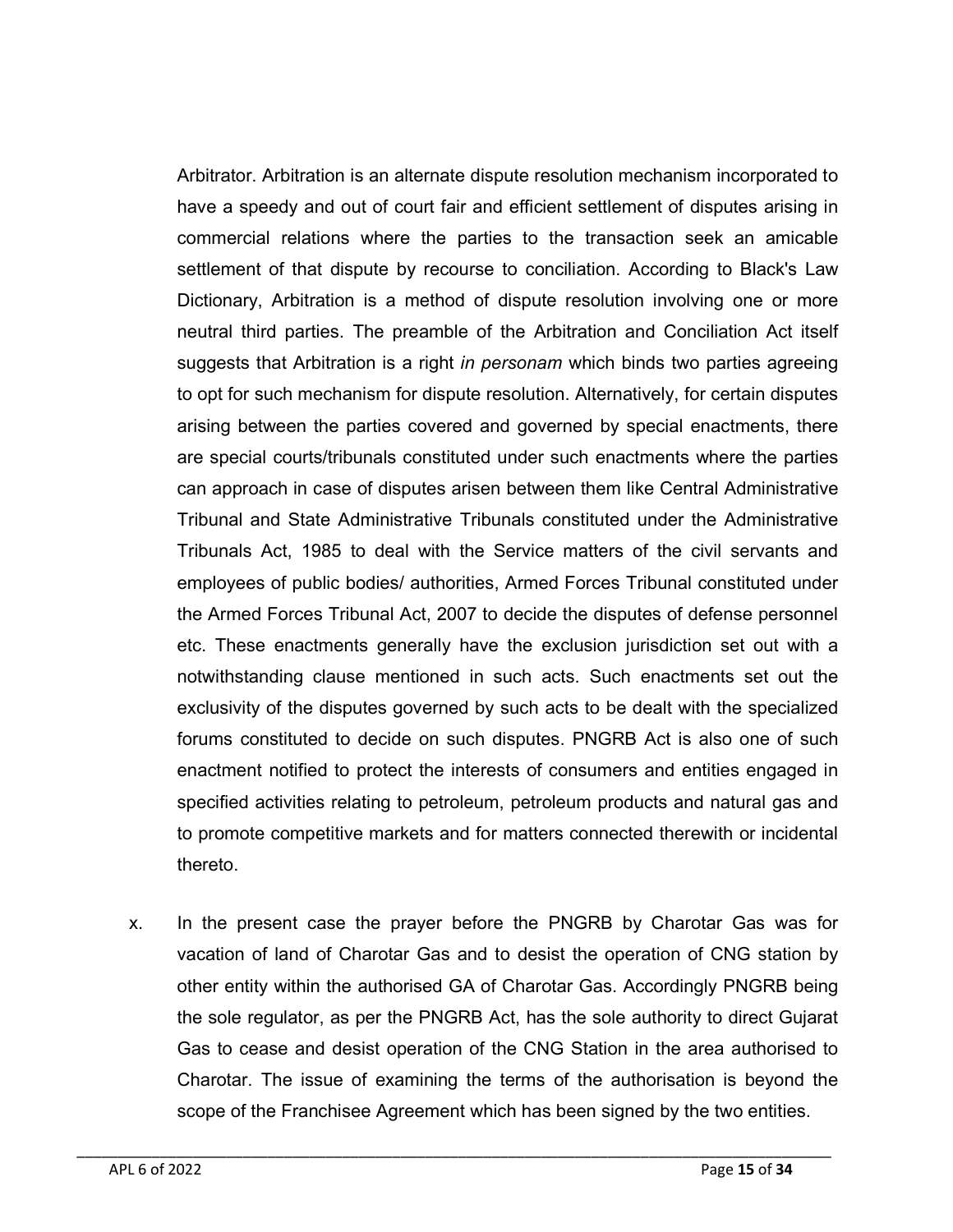Arbitrator. Arbitration is an alternate dispute resolution mechanism incorporated to have a speedy and out of court fair and efficient settlement of disputes arising in commercial relations where the parties to the transaction seek an amicable settlement of that dispute by recourse to conciliation. According to Black's Law Dictionary, Arbitration is a method of dispute resolution involving one or more neutral third parties. The preamble of the Arbitration and Conciliation Act itself suggests that Arbitration is a right *in personam* which binds two parties agreeing to opt for such mechanism for dispute resolution. Alternatively, for certain disputes arising between the parties covered and governed by special enactments, there are special courts/tribunals constituted under such enactments where the parties can approach in case of disputes arisen between them like Central Administrative Tribunal and State Administrative Tribunals constituted under the Administrative Tribunals Act, 1985 to deal with the Service matters of the civil servants and employees of public bodies/ authorities, Armed Forces Tribunal constituted under the Armed Forces Tribunal Act, 2007 to decide the disputes of defense personnel etc. These enactments generally have the exclusion jurisdiction set out with a notwithstanding clause mentioned in such acts. Such enactments set out the exclusivity of the disputes governed by such acts to be dealt with the specialized forums constituted to decide on such disputes. PNGRB Act is also one of such enactment notified to protect the interests of consumers and entities engaged in specified activities relating to petroleum, petroleum products and natural gas and to promote competitive markets and for matters connected therewith or incidental thereto.

x. In the present case the prayer before the PNGRB by Charotar Gas was for vacation of land of Charotar Gas and to desist the operation of CNG station by other entity within the authorised GA of Charotar Gas. Accordingly PNGRB being the sole regulator, as per the PNGRB Act, has the sole authority to direct Gujarat Gas to cease and desist operation of the CNG Station in the area authorised to Charotar. The issue of examining the terms of the authorisation is beyond the scope of the Franchisee Agreement which has been signed by the two entities.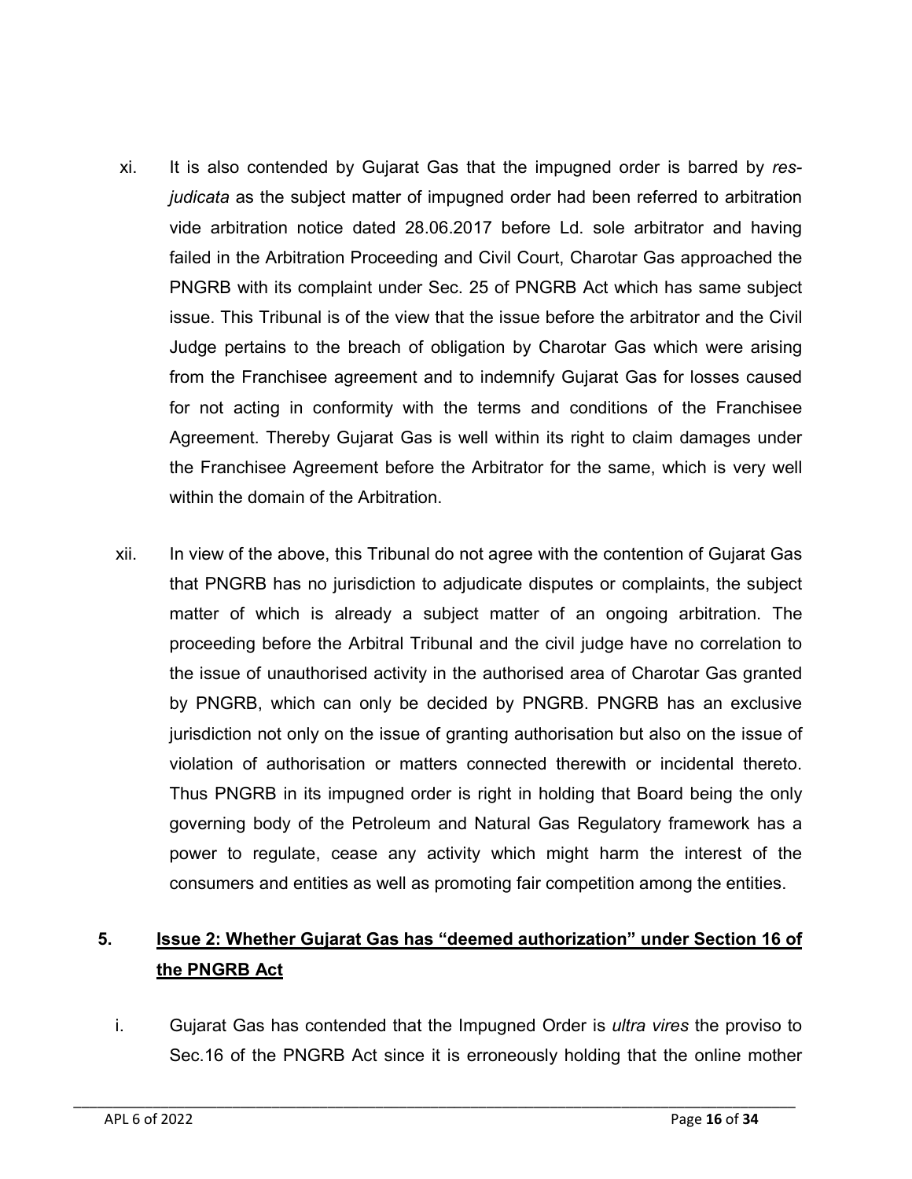xi. It is also contended by Gujarat Gas that the impugned order is barred by *res-judicata* as the subject matter of impugned order had been referred to arbitration vide arbitration notice dated 28.06.2017 before Ld. sole arbitrator and having failed in the Arbitration Proceeding and Civil Court, Charotar Gas approached the PNGRB with its complaint under Sec. 25 of PNGRB Act which has same subject issue. This Tribunal is of the view that the issue before the arbitrator and the Civil Judge pertains to the breach of obligation by Charotar Gas which were arising from the Franchisee agreement and to indemnify Gujarat Gas for losses caused for not acting in conformity with the terms and conditions of the Franchisee Agreement. Thereby Gujarat Gas is well within its right to claim damages under the Franchisee Agreement before the Arbitrator for the same, which is very well within the domain of the Arbitration.

xii. In view of the above, this Tribunal do not agree with the contention of Gujarat Gas that PNGRB has no jurisdiction to adjudicate disputes or complaints, the subject matter of which is already a subject matter of an ongoing arbitration. The proceeding before the Arbitral Tribunal and the civil judge have no correlation to the issue of unauthorised activity in the authorised area of Charotar Gas granted by PNGRB, which can only be decided by PNGRB. PNGRB has an exclusive jurisdiction not only on the issue of granting authorisation but also on the issue of violation of authorisation or matters connected therewith or incidental thereto. Thus PNGRB in its impugned order is right in holding that Board being the only governing body of the Petroleum and Natural Gas Regulatory framework has a power to regulate, cease any activity which might harm the interest of the consumers and entities as well as promoting fair competition among the entities.

## 5. Issue 2: Whether Gujarat Gas has "deemed authorization" under Section 16 of the PNGRB Act

i. Gujarat Gas has contended that the Impugned Order is *ultra vires* the proviso to Sec.16 of the PNGRB Act since it is erroneously holding that the online mother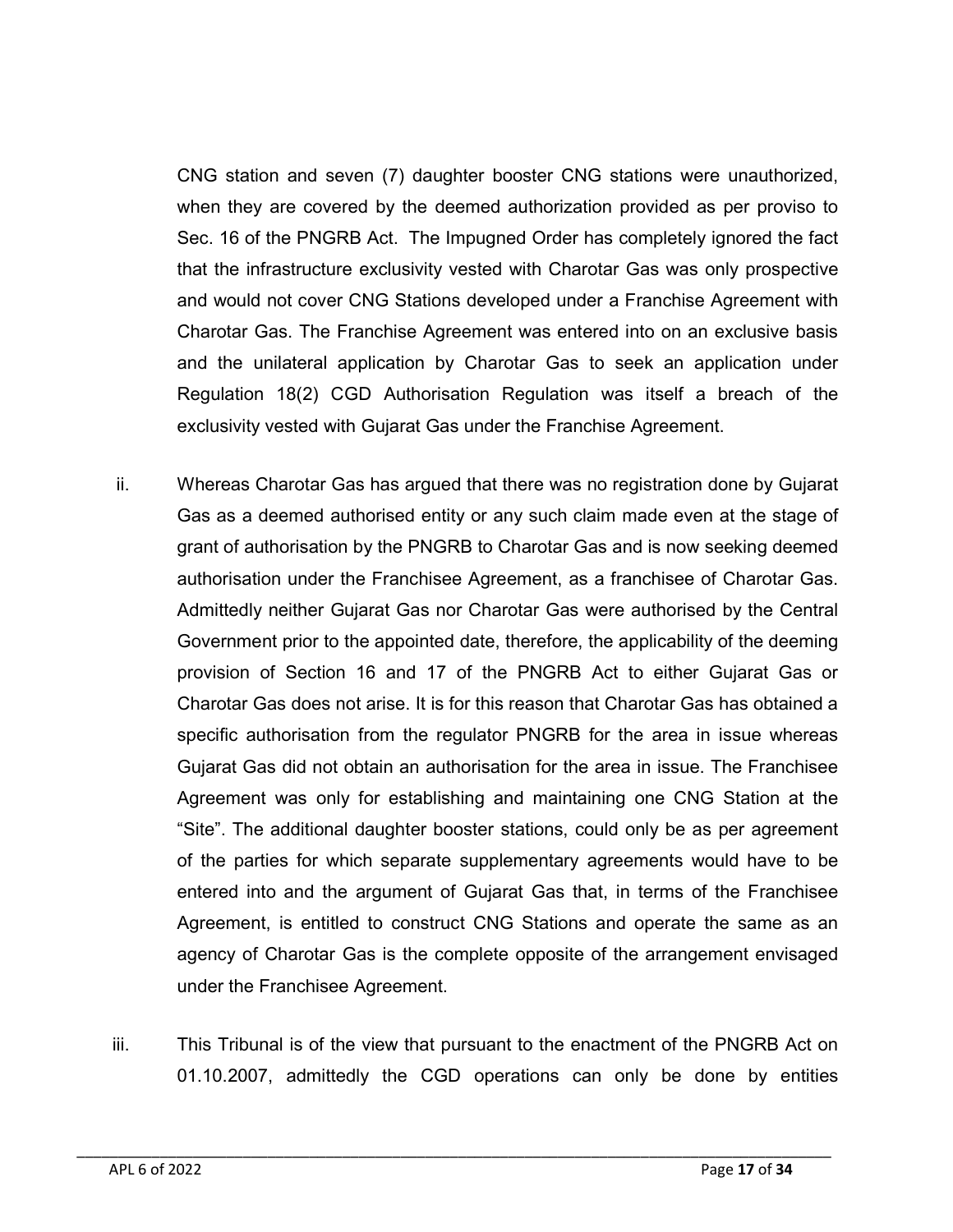CNG station and seven (7) daughter booster CNG stations were unauthorized, when they are covered by the deemed authorization provided as per proviso to Sec. 16 of the PNGRB Act. The Impugned Order has completely ignored the fact that the infrastructure exclusivity vested with Charotar Gas was only prospective and would not cover CNG Stations developed under a Franchise Agreement with Charotar Gas. The Franchise Agreement was entered into on an exclusive basis and the unilateral application by Charotar Gas to seek an application under Regulation 18(2) CGD Authorisation Regulation was itself a breach of the exclusivity vested with Gujarat Gas under the Franchise Agreement.

ii. Whereas Charotar Gas has argued that there was no registration done by Gujarat Gas as a deemed authorised entity or any such claim made even at the stage of grant of authorisation by the PNGRB to Charotar Gas and is now seeking deemed authorisation under the Franchisee Agreement, as a franchisee of Charotar Gas. Admittedly neither Gujarat Gas nor Charotar Gas were authorised by the Central Government prior to the appointed date, therefore, the applicability of the deeming provision of Section 16 and 17 of the PNGRB Act to either Gujarat Gas or Charotar Gas does not arise. It is for this reason that Charotar Gas has obtained a specific authorisation from the regulator PNGRB for the area in issue whereas Gujarat Gas did not obtain an authorisation for the area in issue. The Franchisee Agreement was only for establishing and maintaining one CNG Station at the "Site". The additional daughter booster stations, could only be as per agreement of the parties for which separate supplementary agreements would have to be entered into and the argument of Gujarat Gas that, in terms of the Franchisee Agreement, is entitled to construct CNG Stations and operate the same as an agency of Charotar Gas is the complete opposite of the arrangement envisaged under the Franchisee Agreement.

iii. This Tribunal is of the view that pursuant to the enactment of the PNGRB Act on 01.10.2007, admittedly the CGD operations can only be done by entities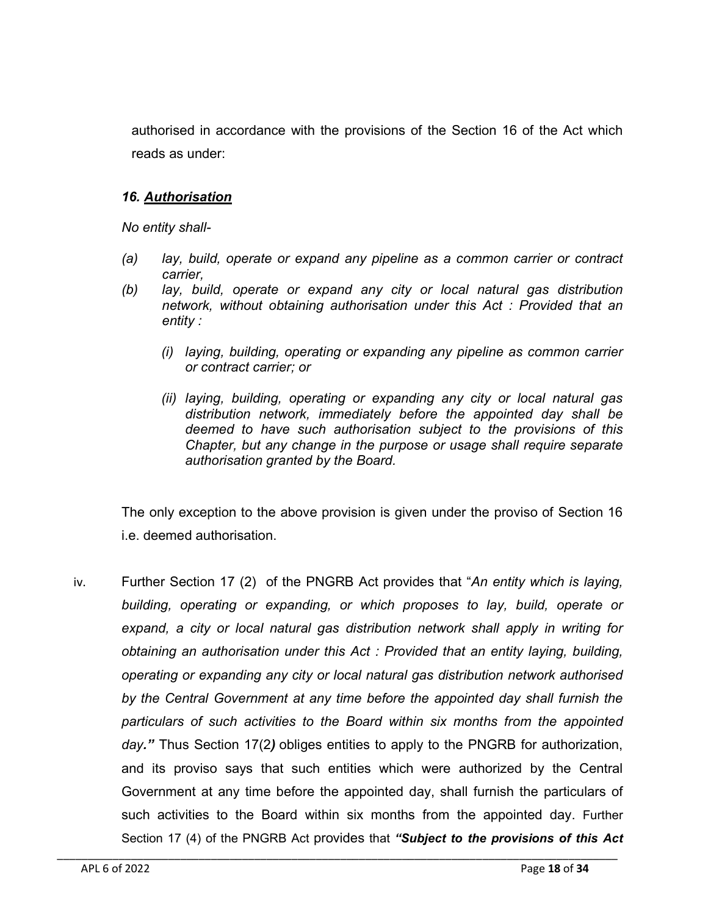authorised in accordance with the provisions of the Section 16 of the Act which reads as under:

***16. <u>Authorisation</u>***

*No entity shall-*

*(a) lay, build, operate or expand any pipeline as a common carrier or contract carrier,*

*(b) lay, build, operate or expand any city or local natural gas distribution network, without obtaining authorisation under this Act : Provided that an entity :*

*(i) laying, building, operating or expanding any pipeline as common carrier or contract carrier; or*

*(ii) laying, building, operating or expanding any city or local natural gas distribution network, immediately before the appointed day shall be deemed to have such authorisation subject to the provisions of this Chapter, but any change in the purpose or usage shall require separate authorisation granted by the Board.*

The only exception to the above provision is given under the proviso of Section 16 i.e. deemed authorisation.

iv. Further Section 17 (2) of the PNGRB Act provides that "*An entity which is laying, building, operating or expanding, or which proposes to lay, build, operate or expand, a city or local natural gas distribution network shall apply in writing for obtaining an authorisation under this Act : Provided that an entity laying, building, operating or expanding any city or local natural gas distribution network authorised by the Central Government at any time before the appointed day shall furnish the particulars of such activities to the Board within six months from the appointed day.*" Thus Section 17(2*)* obliges entities to apply to the PNGRB for authorization, and its proviso says that such entities which were authorized by the Central Government at any time before the appointed day, shall furnish the particulars of such activities to the Board within six months from the appointed day. Further Section 17 (4) of the PNGRB Act provides that ***"Subject to the provisions of this Act***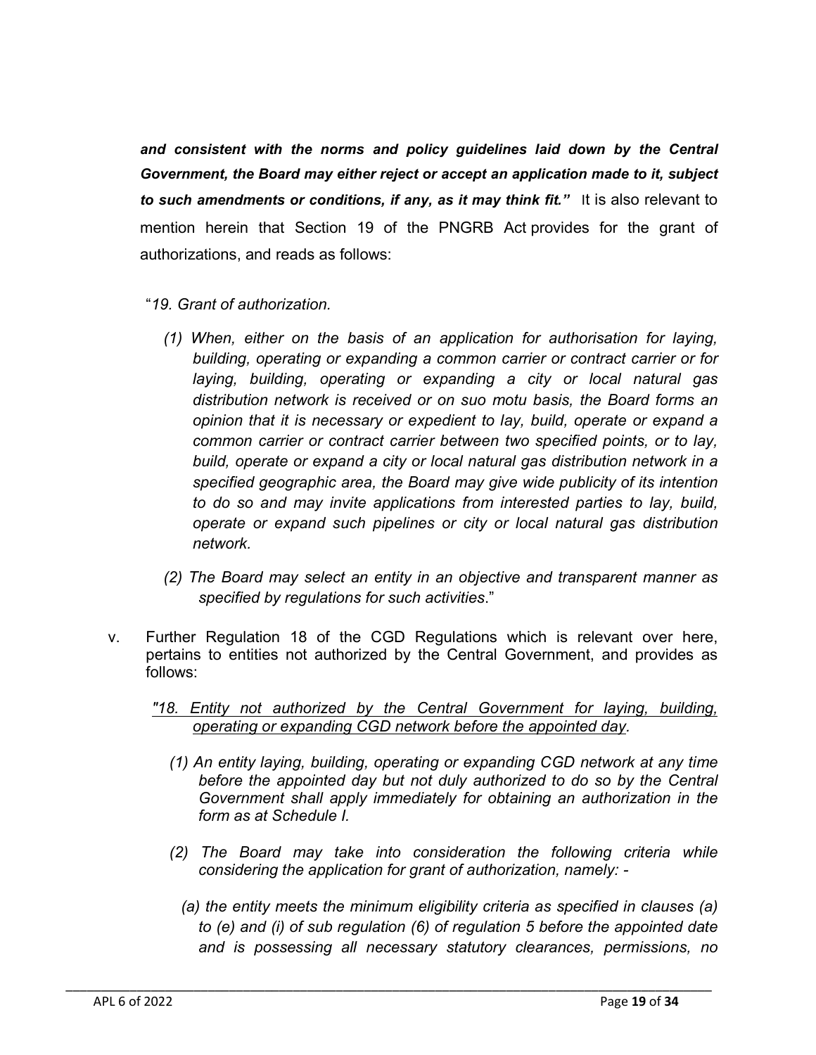***and consistent with the norms and policy guidelines laid down by the Central Government, the Board may either reject or accept an application made to it, subject to such amendments or conditions, if any, as it may think fit."*** It is also relevant to mention herein that Section 19 of the PNGRB Act provides for the grant of authorizations, and reads as follows:

"*19. Grant of authorization.*

*(1) When, either on the basis of an application for authorisation for laying, building, operating or expanding a common carrier or contract carrier or for laying, building, operating or expanding a city or local natural gas distribution network is received or on suo motu basis, the Board forms an opinion that it is necessary or expedient to lay, build, operate or expand a common carrier or contract carrier between two specified points, or to lay, build, operate or expand a city or local natural gas distribution network in a specified geographic area, the Board may give wide publicity of its intention to do so and may invite applications from interested parties to lay, build, operate or expand such pipelines or city or local natural gas distribution network.*

*(2) The Board may select an entity in an objective and transparent manner as specified by regulations for such activities*."

v. Further Regulation 18 of the CGD Regulations which is relevant over here, pertains to entities not authorized by the Central Government, and provides as follows:

*"<u>18. Entity not authorized by the Central Government for laying, building, operating or expanding CGD network before the appointed day.</u>*

*(1) An entity laying, building, operating or expanding CGD network at any time before the appointed day but not duly authorized to do so by the Central Government shall apply immediately for obtaining an authorization in the form as at Schedule I.*

*(2) The Board may take into consideration the following criteria while considering the application for grant of authorization, namely: -*

*(a) the entity meets the minimum eligibility criteria as specified in clauses (a) to (e) and (i) of sub regulation (6) of regulation 5 before the appointed date and is possessing all necessary statutory clearances, permissions, no*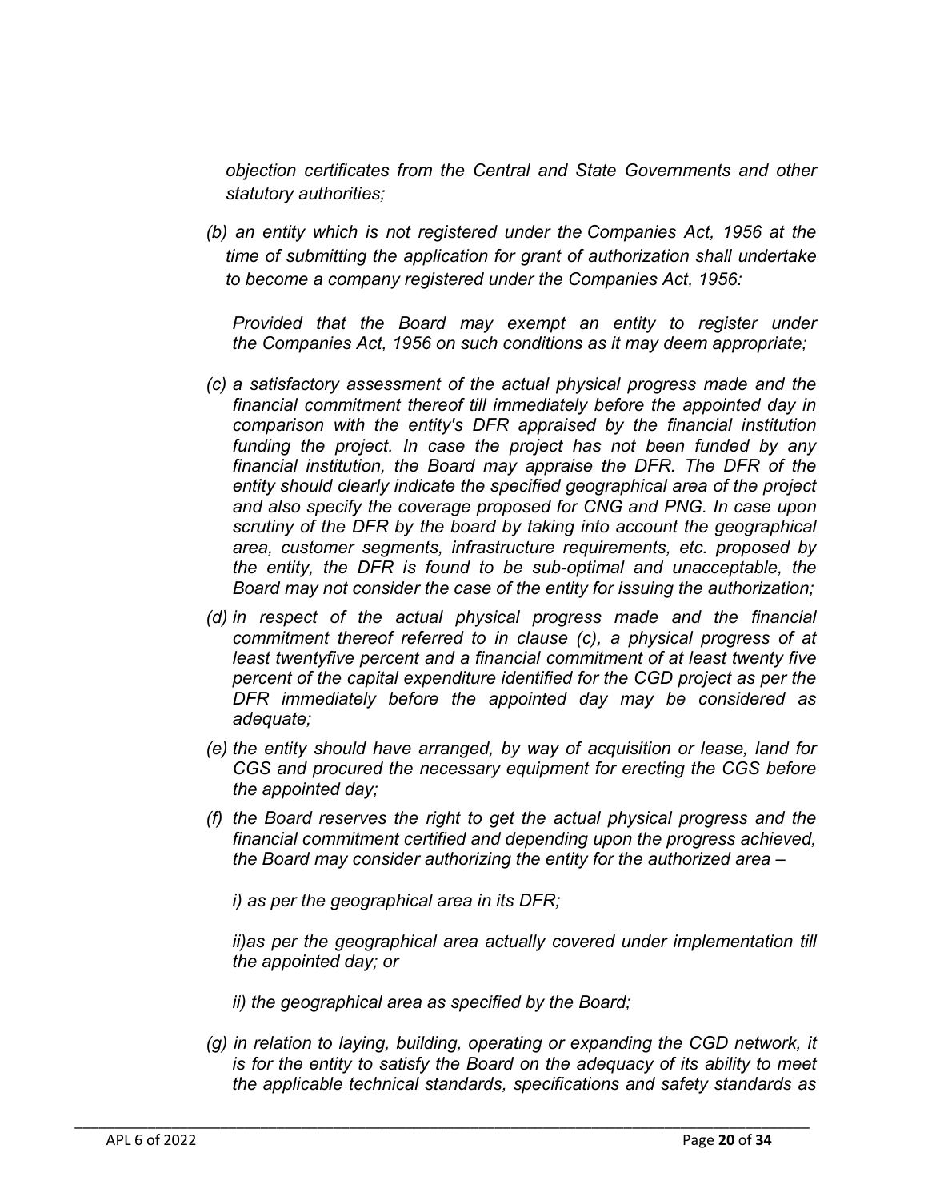*objection certificates from the Central and State Governments and other statutory authorities;*

*(b) an entity which is not registered under the Companies Act, 1956 at the time of submitting the application for grant of authorization shall undertake to become a company registered under the Companies Act, 1956:*

*Provided that the Board may exempt an entity to register under the Companies Act, 1956 on such conditions as it may deem appropriate;*

*(c) a satisfactory assessment of the actual physical progress made and the financial commitment thereof till immediately before the appointed day in comparison with the entity's DFR appraised by the financial institution funding the project. In case the project has not been funded by any financial institution, the Board may appraise the DFR. The DFR of the entity should clearly indicate the specified geographical area of the project and also specify the coverage proposed for CNG and PNG. In case upon scrutiny of the DFR by the board by taking into account the geographical area, customer segments, infrastructure requirements, etc. proposed by the entity, the DFR is found to be sub-optimal and unacceptable, the Board may not consider the case of the entity for issuing the authorization;*

*(d) in respect of the actual physical progress made and the financial commitment thereof referred to in clause (c), a physical progress of at least twentyfive percent and a financial commitment of at least twenty five percent of the capital expenditure identified for the CGD project as per the DFR immediately before the appointed day may be considered as adequate;*

*(e) the entity should have arranged, by way of acquisition or lease, land for CGS and procured the necessary equipment for erecting the CGS before the appointed day;*

*(f) the Board reserves the right to get the actual physical progress and the financial commitment certified and depending upon the progress achieved, the Board may consider authorizing the entity for the authorized area –*

*i) as per the geographical area in its DFR;*

*ii)as per the geographical area actually covered under implementation till the appointed day; or*

*ii) the geographical area as specified by the Board;*

*(g) in relation to laying, building, operating or expanding the CGD network, it is for the entity to satisfy the Board on the adequacy of its ability to meet the applicable technical standards, specifications and safety standards as*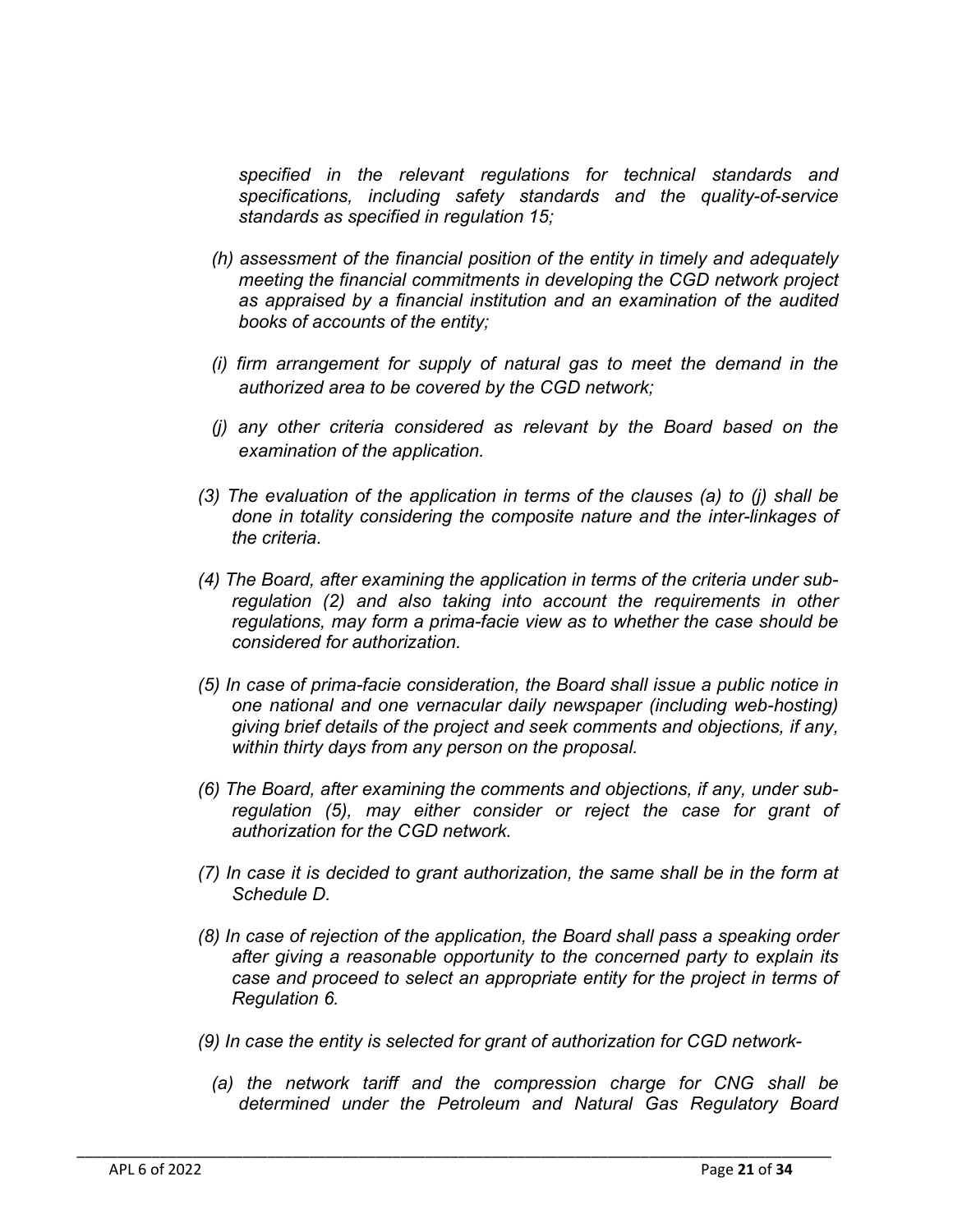*specified in the relevant regulations for technical standards and specifications, including safety standards and the quality-of-service standards as specified in regulation 15;*

*(h) assessment of the financial position of the entity in timely and adequately meeting the financial commitments in developing the CGD network project as appraised by a financial institution and an examination of the audited books of accounts of the entity;*

*(i) firm arrangement for supply of natural gas to meet the demand in the authorized area to be covered by the CGD network;*

*(j) any other criteria considered as relevant by the Board based on the examination of the application.*

*(3) The evaluation of the application in terms of the clauses (a) to (j) shall be done in totality considering the composite nature and the inter-linkages of the criteria.*

*(4) The Board, after examining the application in terms of the criteria under sub-regulation (2) and also taking into account the requirements in other regulations, may form a prima-facie view as to whether the case should be considered for authorization.*

*(5) In case of prima-facie consideration, the Board shall issue a public notice in one national and one vernacular daily newspaper (including web-hosting) giving brief details of the project and seek comments and objections, if any, within thirty days from any person on the proposal.*

*(6) The Board, after examining the comments and objections, if any, under sub-regulation (5), may either consider or reject the case for grant of authorization for the CGD network.*

*(7) In case it is decided to grant authorization, the same shall be in the form at Schedule D.*

*(8) In case of rejection of the application, the Board shall pass a speaking order after giving a reasonable opportunity to the concerned party to explain its case and proceed to select an appropriate entity for the project in terms of Regulation 6.*

*(9) In case the entity is selected for grant of authorization for CGD network-*

*(a) the network tariff and the compression charge for CNG shall be determined under the Petroleum and Natural Gas Regulatory Board*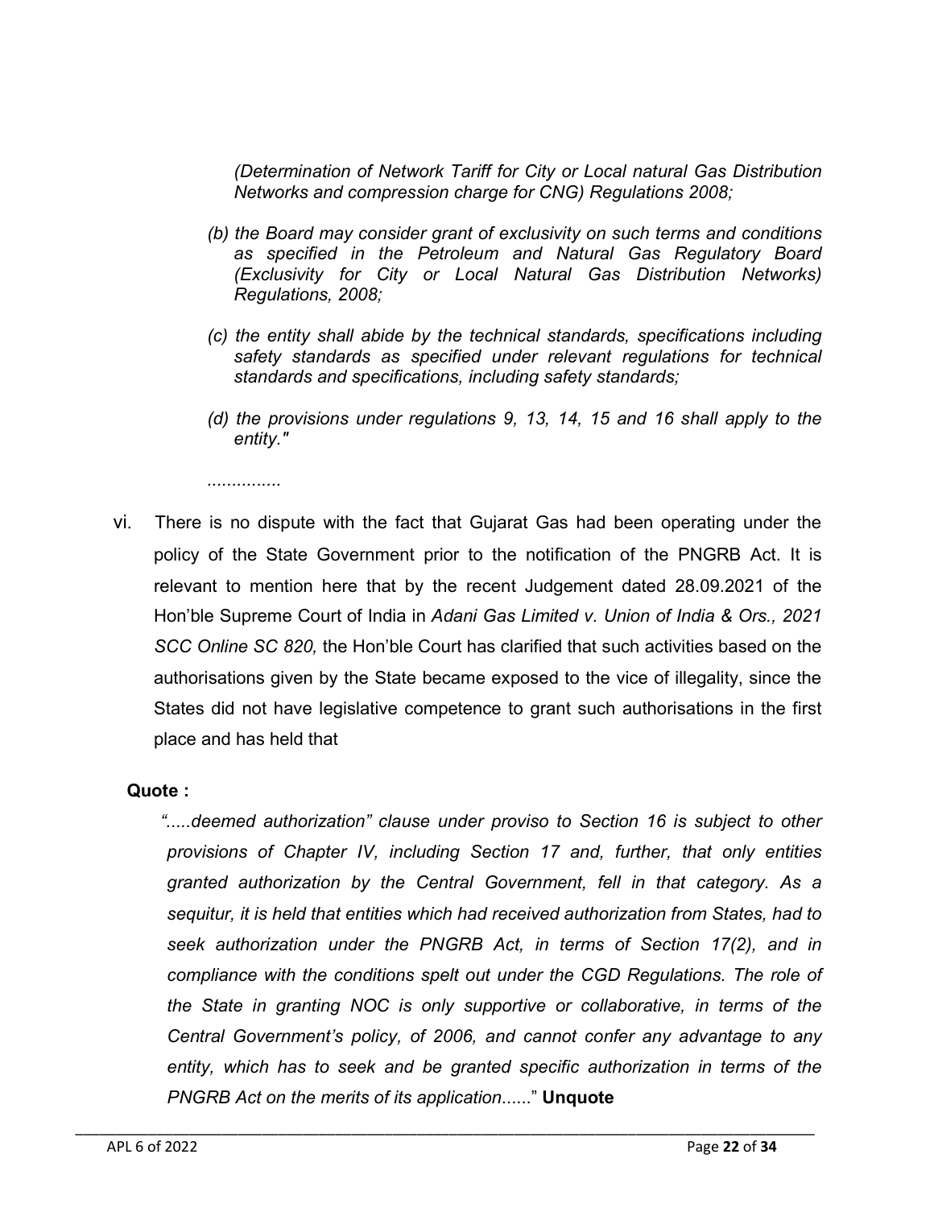*(Determination of Network Tariff for City or Local natural Gas Distribution Networks and compression charge for CNG) Regulations 2008;*

*(b) the Board may consider grant of exclusivity on such terms and conditions as specified in the Petroleum and Natural Gas Regulatory Board (Exclusivity for City or Local Natural Gas Distribution Networks) Regulations, 2008;*

*(c) the entity shall abide by the technical standards, specifications including safety standards as specified under relevant regulations for technical standards and specifications, including safety standards;*

*(d) the provisions under regulations 9, 13, 14, 15 and 16 shall apply to the entity."*

*...............*

vi. There is no dispute with the fact that Gujarat Gas had been operating under the policy of the State Government prior to the notification of the PNGRB Act. It is relevant to mention here that by the recent Judgement dated 28.09.2021 of the Hon'ble Supreme Court of India in *Adani Gas Limited v. Union of India & Ors., 2021 SCC Online SC 820,* the Hon'ble Court has clarified that such activities based on the authorisations given by the State became exposed to the vice of illegality, since the States did not have legislative competence to grant such authorisations in the first place and has held that

**Quote :**

*".....deemed authorization" clause under proviso to Section 16 is subject to other provisions of Chapter IV, including Section 17 and, further, that only entities granted authorization by the Central Government, fell in that category. As a sequitur, it is held that entities which had received authorization from States, had to seek authorization under the PNGRB Act, in terms of Section 17(2), and in compliance with the conditions spelt out under the CGD Regulations. The role of the State in granting NOC is only supportive or collaborative, in terms of the Central Government's policy, of 2006, and cannot confer any advantage to any entity, which has to seek and be granted specific authorization in terms of the PNGRB Act on the merits of its application......"* **Unquote**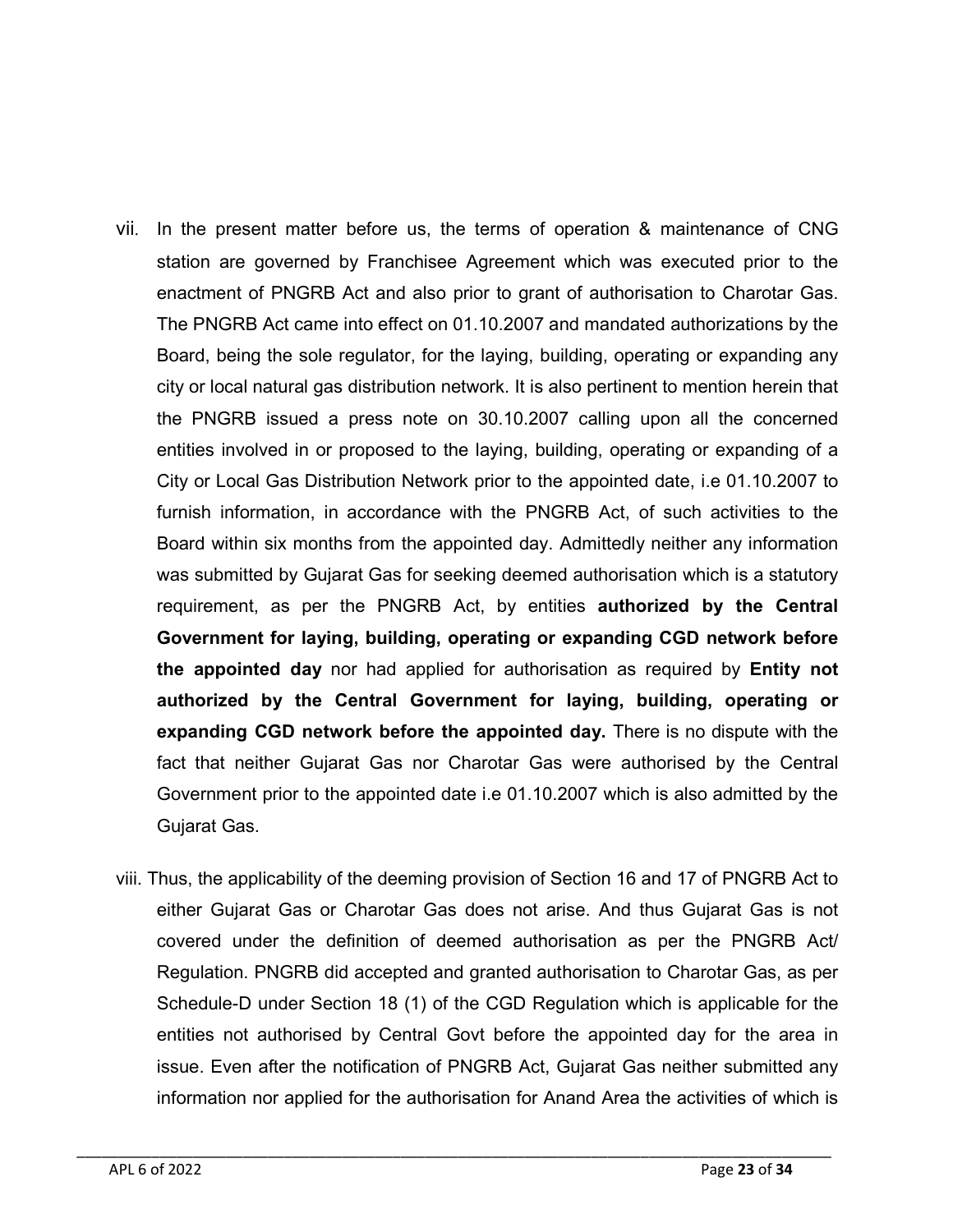vii. In the present matter before us, the terms of operation & maintenance of CNG station are governed by Franchisee Agreement which was executed prior to the enactment of PNGRB Act and also prior to grant of authorisation to Charotar Gas. The PNGRB Act came into effect on 01.10.2007 and mandated authorizations by the Board, being the sole regulator, for the laying, building, operating or expanding any city or local natural gas distribution network. It is also pertinent to mention herein that the PNGRB issued a press note on 30.10.2007 calling upon all the concerned entities involved in or proposed to the laying, building, operating or expanding of a City or Local Gas Distribution Network prior to the appointed date, i.e 01.10.2007 to furnish information, in accordance with the PNGRB Act, of such activities to the Board within six months from the appointed day. Admittedly neither any information was submitted by Gujarat Gas for seeking deemed authorisation which is a statutory requirement, as per the PNGRB Act, by entities **authorized by the Central Government for laying, building, operating or expanding CGD network before the appointed day** nor had applied for authorisation as required by **Entity not authorized by the Central Government for laying, building, operating or expanding CGD network before the appointed day.** There is no dispute with the fact that neither Gujarat Gas nor Charotar Gas were authorised by the Central Government prior to the appointed date i.e 01.10.2007 which is also admitted by the Gujarat Gas.

viii. Thus, the applicability of the deeming provision of Section 16 and 17 of PNGRB Act to either Gujarat Gas or Charotar Gas does not arise. And thus Gujarat Gas is not covered under the definition of deemed authorisation as per the PNGRB Act/ Regulation. PNGRB did accepted and granted authorisation to Charotar Gas, as per Schedule-D under Section 18 (1) of the CGD Regulation which is applicable for the entities not authorised by Central Govt before the appointed day for the area in issue. Even after the notification of PNGRB Act, Gujarat Gas neither submitted any information nor applied for the authorisation for Anand Area the activities of which is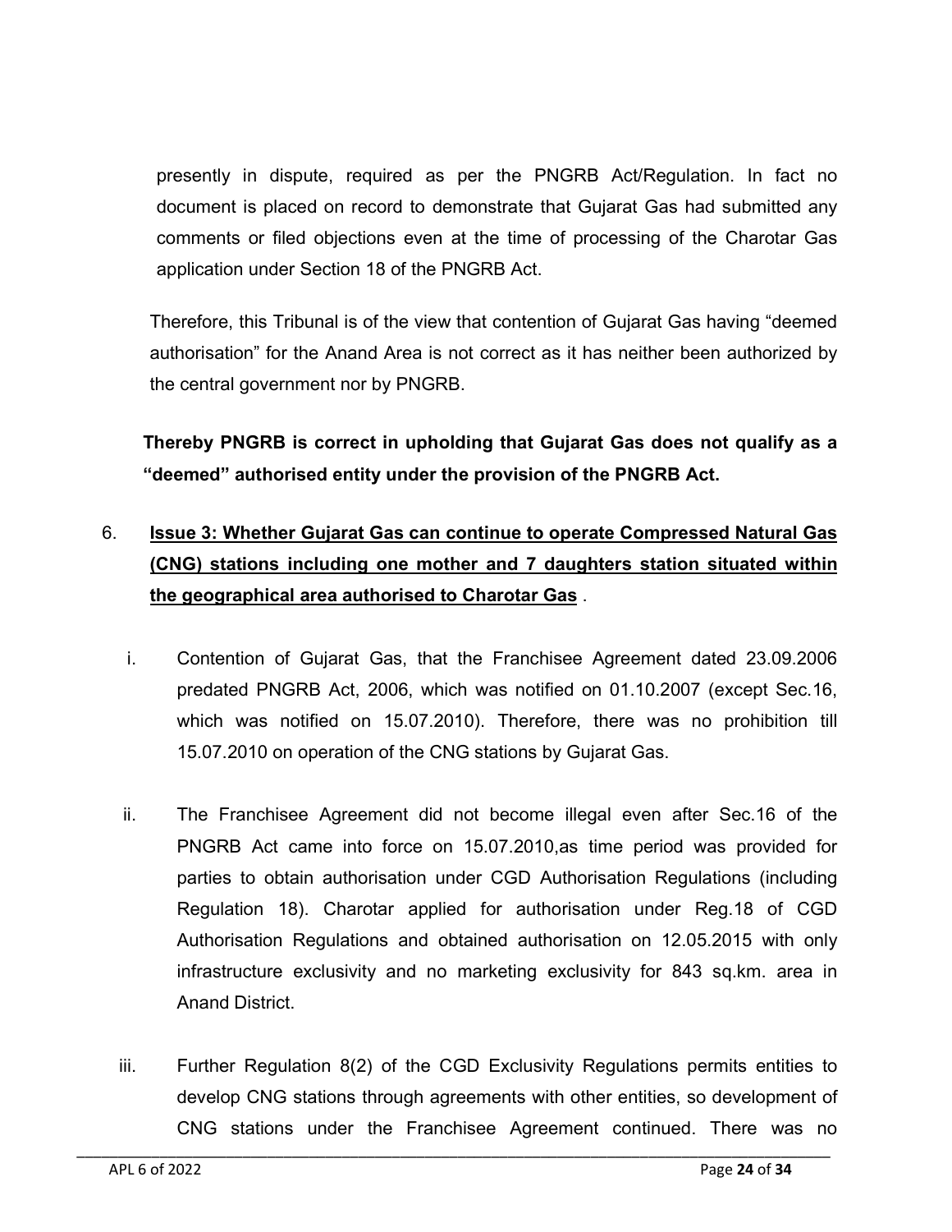presently in dispute, required as per the PNGRB Act/Regulation. In fact no document is placed on record to demonstrate that Gujarat Gas had submitted any comments or filed objections even at the time of processing of the Charotar Gas application under Section 18 of the PNGRB Act.

Therefore, this Tribunal is of the view that contention of Gujarat Gas having "deemed authorisation" for the Anand Area is not correct as it has neither been authorized by the central government nor by PNGRB.

**Thereby PNGRB is correct in upholding that Gujarat Gas does not qualify as a "deemed" authorised entity under the provision of the PNGRB Act.**

6. **<u>Issue 3: Whether Gujarat Gas can continue to operate Compressed Natural Gas (CNG) stations including one mother and 7 daughters station situated within the geographical area authorised to Charotar Gas</u>** .

   i. Contention of Gujarat Gas, that the Franchisee Agreement dated 23.09.2006 predated PNGRB Act, 2006, which was notified on 01.10.2007 (except Sec.16, which was notified on 15.07.2010). Therefore, there was no prohibition till 15.07.2010 on operation of the CNG stations by Gujarat Gas.

   ii. The Franchisee Agreement did not become illegal even after Sec.16 of the PNGRB Act came into force on 15.07.2010,as time period was provided for parties to obtain authorisation under CGD Authorisation Regulations (including Regulation 18). Charotar applied for authorisation under Reg.18 of CGD Authorisation Regulations and obtained authorisation on 12.05.2015 with only infrastructure exclusivity and no marketing exclusivity for 843 sq.km. area in Anand District.

   iii. Further Regulation 8(2) of the CGD Exclusivity Regulations permits entities to develop CNG stations through agreements with other entities, so development of CNG stations under the Franchisee Agreement continued. There was no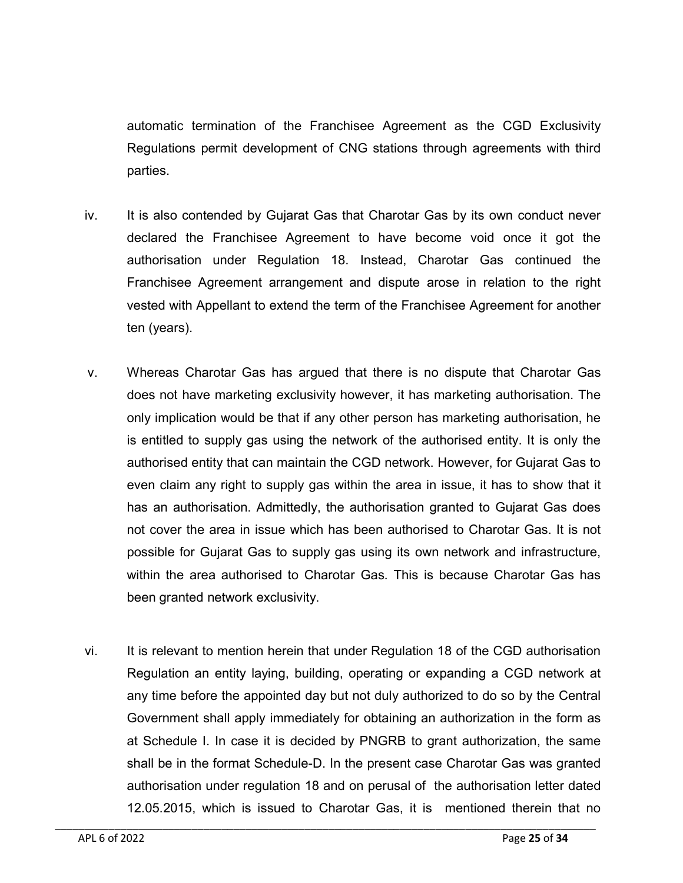automatic termination of the Franchisee Agreement as the CGD Exclusivity Regulations permit development of CNG stations through agreements with third parties.

iv. It is also contended by Gujarat Gas that Charotar Gas by its own conduct never declared the Franchisee Agreement to have become void once it got the authorisation under Regulation 18. Instead, Charotar Gas continued the Franchisee Agreement arrangement and dispute arose in relation to the right vested with Appellant to extend the term of the Franchisee Agreement for another ten (years).

v. Whereas Charotar Gas has argued that there is no dispute that Charotar Gas does not have marketing exclusivity however, it has marketing authorisation. The only implication would be that if any other person has marketing authorisation, he is entitled to supply gas using the network of the authorised entity. It is only the authorised entity that can maintain the CGD network. However, for Gujarat Gas to even claim any right to supply gas within the area in issue, it has to show that it has an authorisation. Admittedly, the authorisation granted to Gujarat Gas does not cover the area in issue which has been authorised to Charotar Gas. It is not possible for Gujarat Gas to supply gas using its own network and infrastructure, within the area authorised to Charotar Gas. This is because Charotar Gas has been granted network exclusivity.

vi. It is relevant to mention herein that under Regulation 18 of the CGD authorisation Regulation an entity laying, building, operating or expanding a CGD network at any time before the appointed day but not duly authorized to do so by the Central Government shall apply immediately for obtaining an authorization in the form as at Schedule I. In case it is decided by PNGRB to grant authorization, the same shall be in the format Schedule-D. In the present case Charotar Gas was granted authorisation under regulation 18 and on perusal of the authorisation letter dated 12.05.2015, which is issued to Charotar Gas, it is mentioned therein that no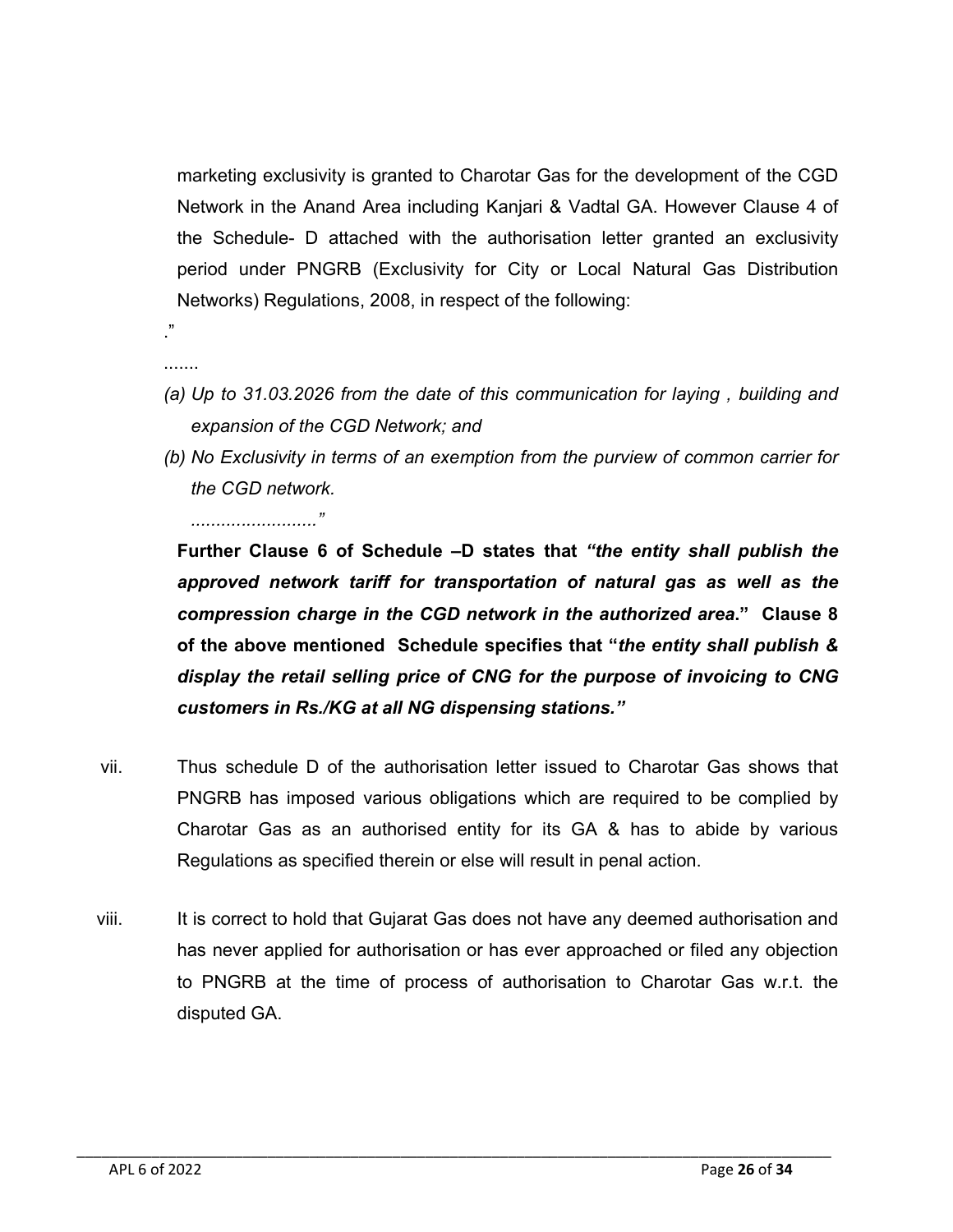marketing exclusivity is granted to Charotar Gas for the development of the CGD Network in the Anand Area including Kanjari & Vadtal GA. However Clause 4 of the Schedule- D attached with the authorisation letter granted an exclusivity period under PNGRB (Exclusivity for City or Local Natural Gas Distribution Networks) Regulations, 2008, in respect of the following:

."

.......

*(a) Up to 31.03.2026 from the date of this communication for laying , building and expansion of the CGD Network; and*

*(b) No Exclusivity in terms of an exemption from the purview of common carrier for the CGD network.*

*........................."*

**Further Clause 6 of Schedule –D states that *"the entity shall publish the approved network tariff for transportation of natural gas as well as the compression charge in the CGD network in the authorized area.*" Clause 8 of the above mentioned Schedule specifies that "*the entity shall publish & display the retail selling price of CNG for the purpose of invoicing to CNG customers in Rs./KG at all NG dispensing stations."***

vii. Thus schedule D of the authorisation letter issued to Charotar Gas shows that PNGRB has imposed various obligations which are required to be complied by Charotar Gas as an authorised entity for its GA & has to abide by various Regulations as specified therein or else will result in penal action.

viii. It is correct to hold that Gujarat Gas does not have any deemed authorisation and has never applied for authorisation or has ever approached or filed any objection to PNGRB at the time of process of authorisation to Charotar Gas w.r.t. the disputed GA.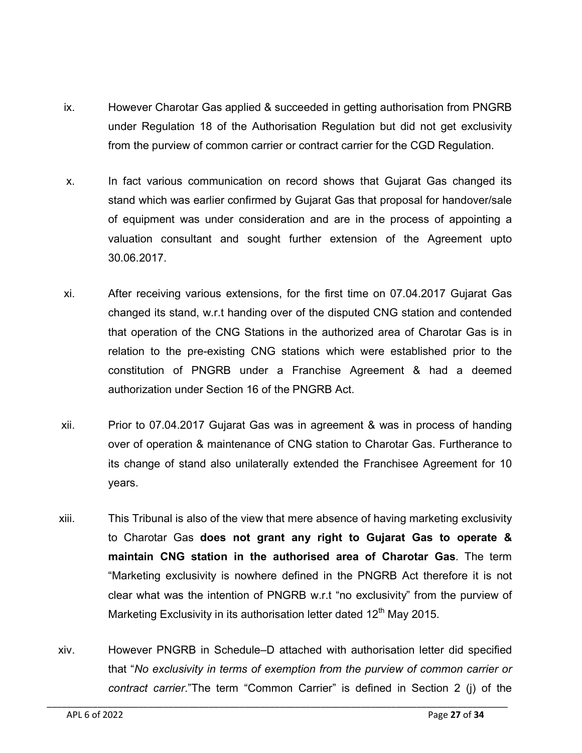ix. However Charotar Gas applied & succeeded in getting authorisation from PNGRB under Regulation 18 of the Authorisation Regulation but did not get exclusivity from the purview of common carrier or contract carrier for the CGD Regulation.

x. In fact various communication on record shows that Gujarat Gas changed its stand which was earlier confirmed by Gujarat Gas that proposal for handover/sale of equipment was under consideration and are in the process of appointing a valuation consultant and sought further extension of the Agreement upto 30.06.2017.

xi. After receiving various extensions, for the first time on 07.04.2017 Gujarat Gas changed its stand, w.r.t handing over of the disputed CNG station and contended that operation of the CNG Stations in the authorized area of Charotar Gas is in relation to the pre-existing CNG stations which were established prior to the constitution of PNGRB under a Franchise Agreement & had a deemed authorization under Section 16 of the PNGRB Act.

xii. Prior to 07.04.2017 Gujarat Gas was in agreement & was in process of handing over of operation & maintenance of CNG station to Charotar Gas. Furtherance to its change of stand also unilaterally extended the Franchisee Agreement for 10 years.

xiii. This Tribunal is also of the view that mere absence of having marketing exclusivity to Charotar Gas **does not grant any right to Gujarat Gas to operate & maintain CNG station in the authorised area of Charotar Gas**. The term "Marketing exclusivity is nowhere defined in the PNGRB Act therefore it is not clear what was the intention of PNGRB w.r.t "no exclusivity" from the purview of Marketing Exclusivity in its authorisation letter dated 12th May 2015.

xiv. However PNGRB in Schedule–D attached with authorisation letter did specified that "*No exclusivity in terms of exemption from the purview of common carrier or contract carrier*."The term "Common Carrier" is defined in Section 2 (j) of the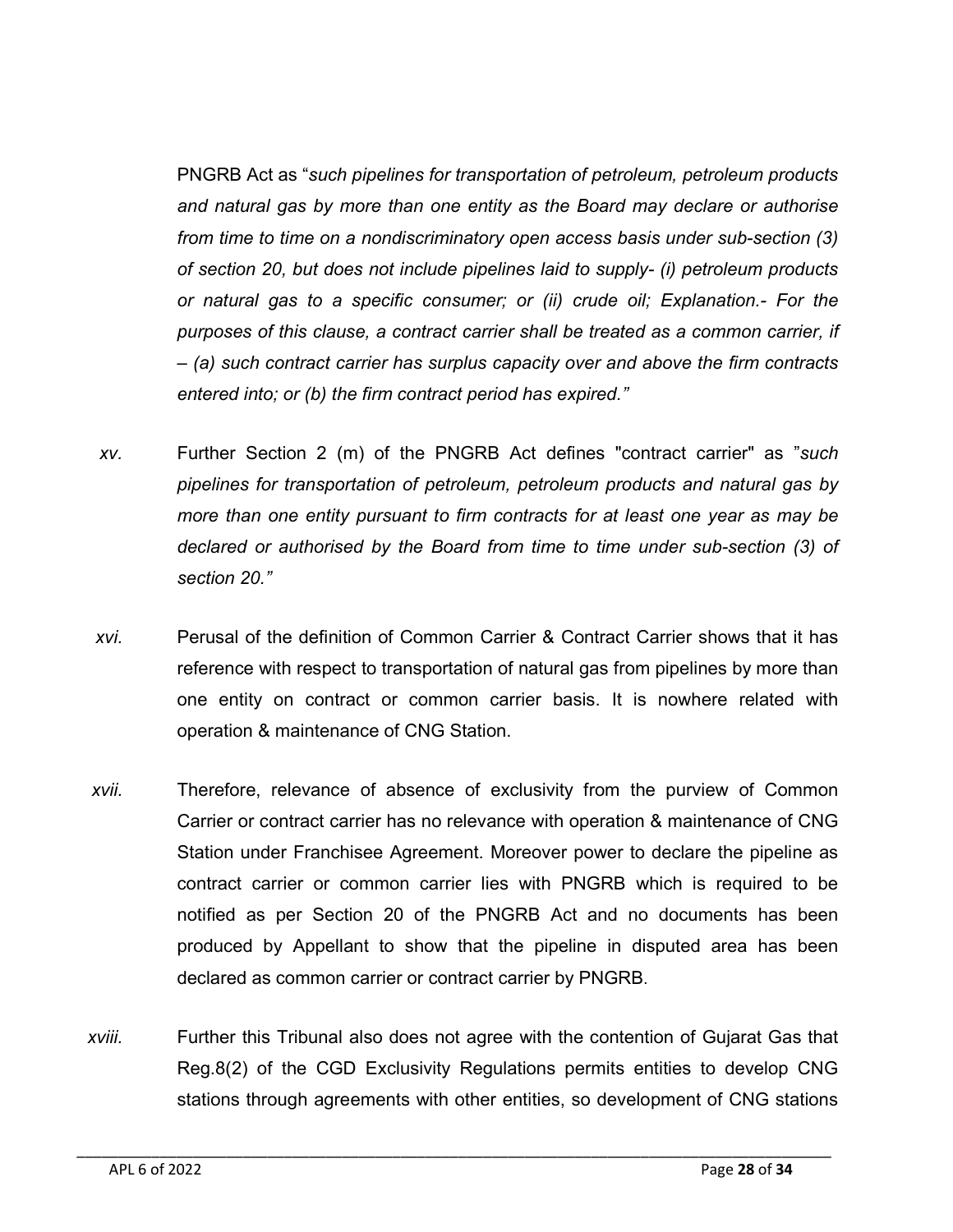PNGRB Act as "*such pipelines for transportation of petroleum, petroleum products and natural gas by more than one entity as the Board may declare or authorise from time to time on a nondiscriminatory open access basis under sub-section (3) of section 20, but does not include pipelines laid to supply- (i) petroleum products or natural gas to a specific consumer; or (ii) crude oil; Explanation.- For the purposes of this clause, a contract carrier shall be treated as a common carrier, if – (a) such contract carrier has surplus capacity over and above the firm contracts entered into; or (b) the firm contract period has expired.*"

*xv.* Further Section 2 (m) of the PNGRB Act defines "contract carrier" as "*such pipelines for transportation of petroleum, petroleum products and natural gas by more than one entity pursuant to firm contracts for at least one year as may be declared or authorised by the Board from time to time under sub-section (3) of section 20.*"

*xvi.* Perusal of the definition of Common Carrier & Contract Carrier shows that it has reference with respect to transportation of natural gas from pipelines by more than one entity on contract or common carrier basis. It is nowhere related with operation & maintenance of CNG Station.

*xvii.* Therefore, relevance of absence of exclusivity from the purview of Common Carrier or contract carrier has no relevance with operation & maintenance of CNG Station under Franchisee Agreement. Moreover power to declare the pipeline as contract carrier or common carrier lies with PNGRB which is required to be notified as per Section 20 of the PNGRB Act and no documents has been produced by Appellant to show that the pipeline in disputed area has been declared as common carrier or contract carrier by PNGRB.

*xviii.* Further this Tribunal also does not agree with the contention of Gujarat Gas that Reg.8(2) of the CGD Exclusivity Regulations permits entities to develop CNG stations through agreements with other entities, so development of CNG stations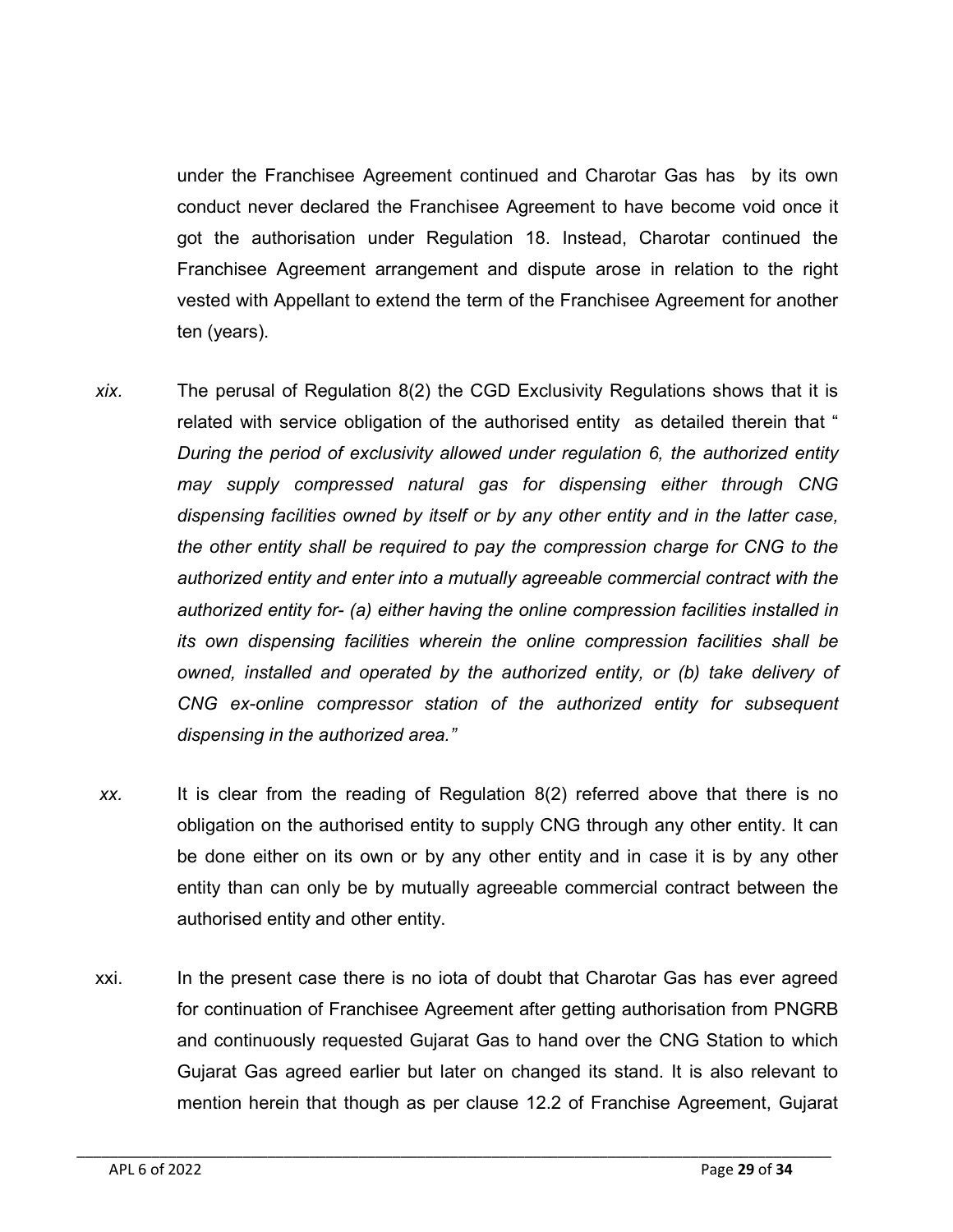under the Franchisee Agreement continued and Charotar Gas has by its own conduct never declared the Franchisee Agreement to have become void once it got the authorisation under Regulation 18. Instead, Charotar continued the Franchisee Agreement arrangement and dispute arose in relation to the right vested with Appellant to extend the term of the Franchisee Agreement for another ten (years).

*xix.* The perusal of Regulation 8(2) the CGD Exclusivity Regulations shows that it is related with service obligation of the authorised entity as detailed therein that "*During the period of exclusivity allowed under regulation 6, the authorized entity may supply compressed natural gas for dispensing either through CNG dispensing facilities owned by itself or by any other entity and in the latter case, the other entity shall be required to pay the compression charge for CNG to the authorized entity and enter into a mutually agreeable commercial contract with the authorized entity for- (a) either having the online compression facilities installed in its own dispensing facilities wherein the online compression facilities shall be owned, installed and operated by the authorized entity, or (b) take delivery of CNG ex-online compressor station of the authorized entity for subsequent dispensing in the authorized area.*"

*xx.* It is clear from the reading of Regulation 8(2) referred above that there is no obligation on the authorised entity to supply CNG through any other entity. It can be done either on its own or by any other entity and in case it is by any other entity than can only be by mutually agreeable commercial contract between the authorised entity and other entity.

xxi. In the present case there is no iota of doubt that Charotar Gas has ever agreed for continuation of Franchisee Agreement after getting authorisation from PNGRB and continuously requested Gujarat Gas to hand over the CNG Station to which Gujarat Gas agreed earlier but later on changed its stand. It is also relevant to mention herein that though as per clause 12.2 of Franchise Agreement, Gujarat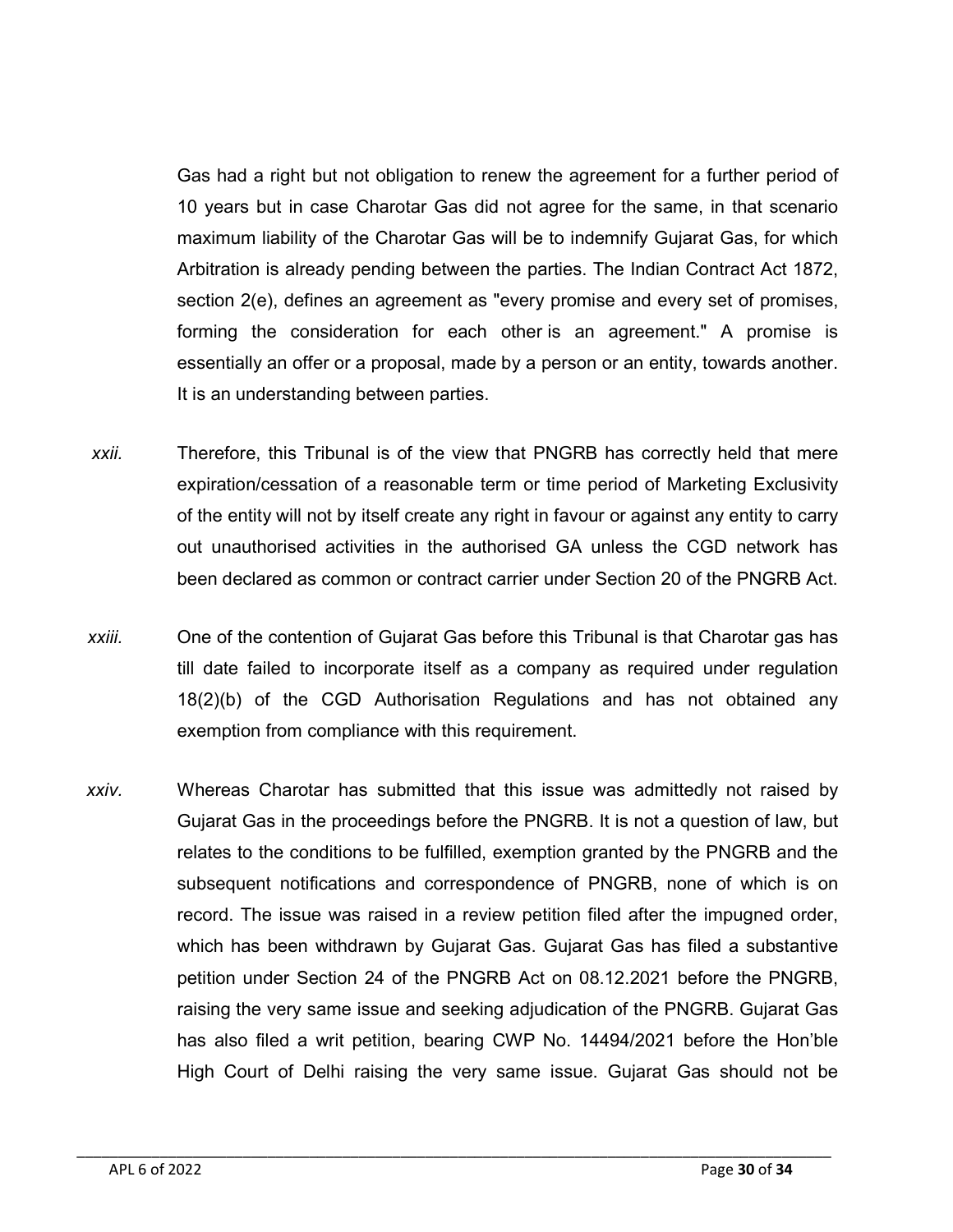Gas had a right but not obligation to renew the agreement for a further period of 10 years but in case Charotar Gas did not agree for the same, in that scenario maximum liability of the Charotar Gas will be to indemnify Gujarat Gas, for which Arbitration is already pending between the parties. The Indian Contract Act 1872, section 2(e), defines an agreement as "every promise and every set of promises, forming the consideration for each other is an agreement." A promise is essentially an offer or a proposal, made by a person or an entity, towards another. It is an understanding between parties.

*xxii.* Therefore, this Tribunal is of the view that PNGRB has correctly held that mere expiration/cessation of a reasonable term or time period of Marketing Exclusivity of the entity will not by itself create any right in favour or against any entity to carry out unauthorised activities in the authorised GA unless the CGD network has been declared as common or contract carrier under Section 20 of the PNGRB Act.

*xxiii.* One of the contention of Gujarat Gas before this Tribunal is that Charotar gas has till date failed to incorporate itself as a company as required under regulation 18(2)(b) of the CGD Authorisation Regulations and has not obtained any exemption from compliance with this requirement.

*xxiv.* Whereas Charotar has submitted that this issue was admittedly not raised by Gujarat Gas in the proceedings before the PNGRB. It is not a question of law, but relates to the conditions to be fulfilled, exemption granted by the PNGRB and the subsequent notifications and correspondence of PNGRB, none of which is on record. The issue was raised in a review petition filed after the impugned order, which has been withdrawn by Gujarat Gas. Gujarat Gas has filed a substantive petition under Section 24 of the PNGRB Act on 08.12.2021 before the PNGRB, raising the very same issue and seeking adjudication of the PNGRB. Gujarat Gas has also filed a writ petition, bearing CWP No. 14494/2021 before the Hon'ble High Court of Delhi raising the very same issue. Gujarat Gas should not be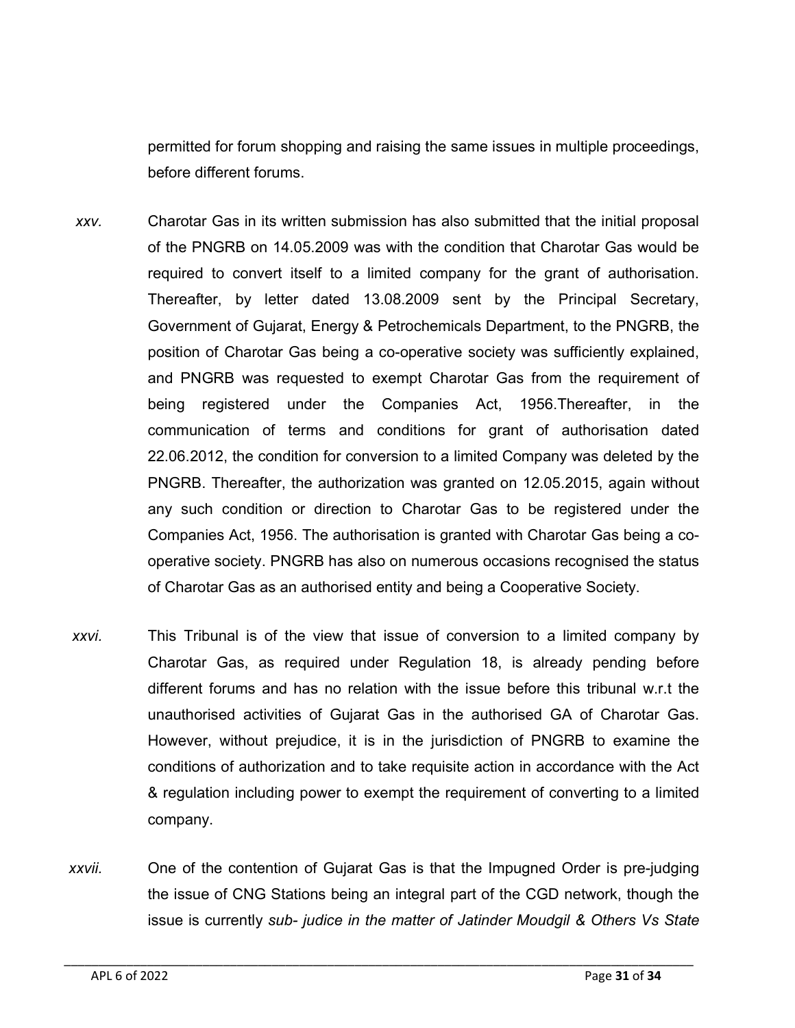permitted for forum shopping and raising the same issues in multiple proceedings, before different forums.

*xxv.* Charotar Gas in its written submission has also submitted that the initial proposal of the PNGRB on 14.05.2009 was with the condition that Charotar Gas would be required to convert itself to a limited company for the grant of authorisation. Thereafter, by letter dated 13.08.2009 sent by the Principal Secretary, Government of Gujarat, Energy & Petrochemicals Department, to the PNGRB, the position of Charotar Gas being a co-operative society was sufficiently explained, and PNGRB was requested to exempt Charotar Gas from the requirement of being registered under the Companies Act, 1956.Thereafter, in the communication of terms and conditions for grant of authorisation dated 22.06.2012, the condition for conversion to a limited Company was deleted by the PNGRB. Thereafter, the authorization was granted on 12.05.2015, again without any such condition or direction to Charotar Gas to be registered under the Companies Act, 1956. The authorisation is granted with Charotar Gas being a co-operative society. PNGRB has also on numerous occasions recognised the status of Charotar Gas as an authorised entity and being a Cooperative Society.

*xxvi.* This Tribunal is of the view that issue of conversion to a limited company by Charotar Gas, as required under Regulation 18, is already pending before different forums and has no relation with the issue before this tribunal w.r.t the unauthorised activities of Gujarat Gas in the authorised GA of Charotar Gas. However, without prejudice, it is in the jurisdiction of PNGRB to examine the conditions of authorization and to take requisite action in accordance with the Act & regulation including power to exempt the requirement of converting to a limited company.

*xxvii.* One of the contention of Gujarat Gas is that the Impugned Order is pre-judging the issue of CNG Stations being an integral part of the CGD network, though the issue is currently *sub- judice in the matter of Jatinder Moudgil & Others Vs State*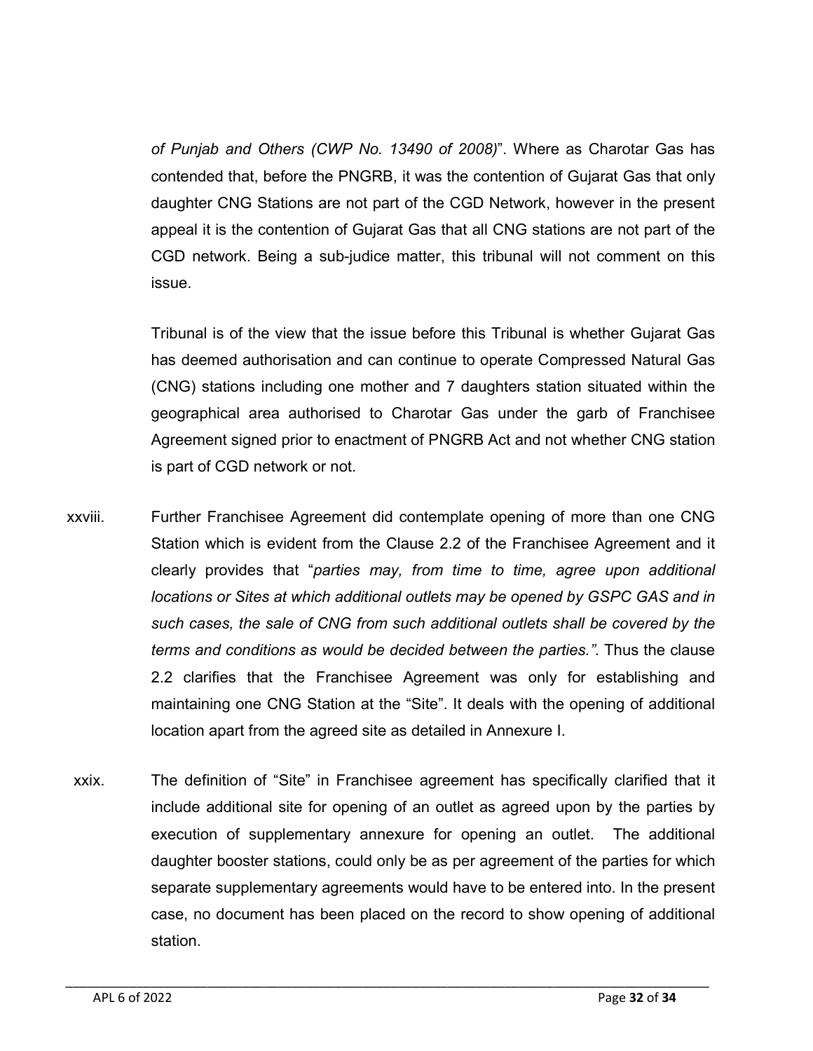*of Punjab and Others (CWP No. 13490 of 2008)*". Where as Charotar Gas has contended that, before the PNGRB, it was the contention of Gujarat Gas that only daughter CNG Stations are not part of the CGD Network, however in the present appeal it is the contention of Gujarat Gas that all CNG stations are not part of the CGD network. Being a sub-judice matter, this tribunal will not comment on this issue.

Tribunal is of the view that the issue before this Tribunal is whether Gujarat Gas has deemed authorisation and can continue to operate Compressed Natural Gas (CNG) stations including one mother and 7 daughters station situated within the geographical area authorised to Charotar Gas under the garb of Franchisee Agreement signed prior to enactment of PNGRB Act and not whether CNG station is part of CGD network or not.

xxviii. Further Franchisee Agreement did contemplate opening of more than one CNG Station which is evident from the Clause 2.2 of the Franchisee Agreement and it clearly provides that "*parties may, from time to time, agree upon additional locations or Sites at which additional outlets may be opened by GSPC GAS and in such cases, the sale of CNG from such additional outlets shall be covered by the terms and conditions as would be decided between the parties.".* Thus the clause 2.2 clarifies that the Franchisee Agreement was only for establishing and maintaining one CNG Station at the "Site". It deals with the opening of additional location apart from the agreed site as detailed in Annexure I.

xxix. The definition of "Site" in Franchisee agreement has specifically clarified that it include additional site for opening of an outlet as agreed upon by the parties by execution of supplementary annexure for opening an outlet. The additional daughter booster stations, could only be as per agreement of the parties for which separate supplementary agreements would have to be entered into. In the present case, no document has been placed on the record to show opening of additional station.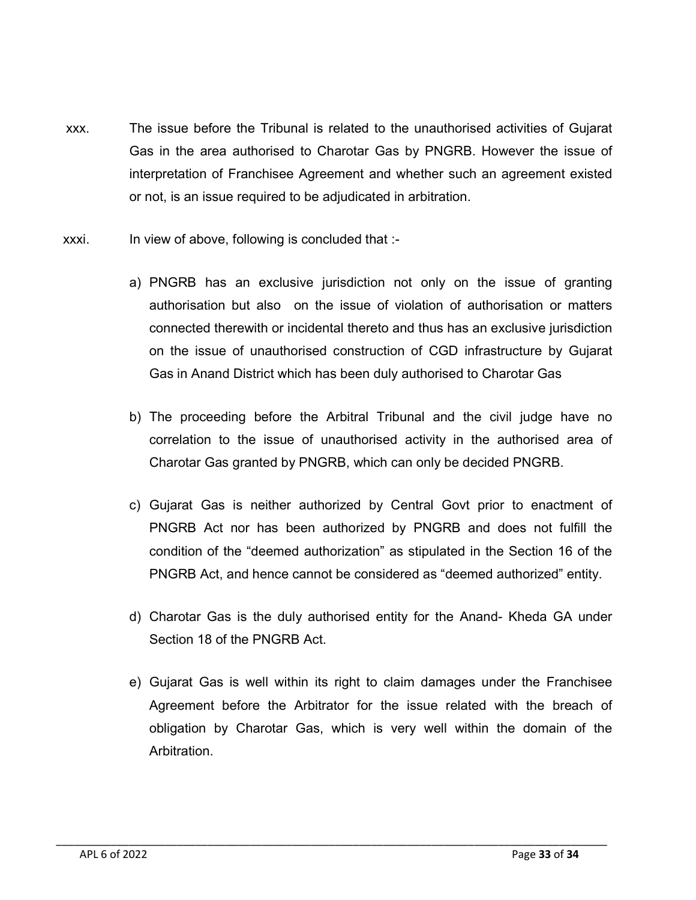xxx. The issue before the Tribunal is related to the unauthorised activities of Gujarat Gas in the area authorised to Charotar Gas by PNGRB. However the issue of interpretation of Franchisee Agreement and whether such an agreement existed or not, is an issue required to be adjudicated in arbitration.

xxxi. In view of above, following is concluded that :-

a) PNGRB has an exclusive jurisdiction not only on the issue of granting authorisation but also on the issue of violation of authorisation or matters connected therewith or incidental thereto and thus has an exclusive jurisdiction on the issue of unauthorised construction of CGD infrastructure by Gujarat Gas in Anand District which has been duly authorised to Charotar Gas

b) The proceeding before the Arbitral Tribunal and the civil judge have no correlation to the issue of unauthorised activity in the authorised area of Charotar Gas granted by PNGRB, which can only be decided PNGRB.

c) Gujarat Gas is neither authorized by Central Govt prior to enactment of PNGRB Act nor has been authorized by PNGRB and does not fulfill the condition of the "deemed authorization" as stipulated in the Section 16 of the PNGRB Act, and hence cannot be considered as "deemed authorized" entity.

d) Charotar Gas is the duly authorised entity for the Anand- Kheda GA under Section 18 of the PNGRB Act.

e) Gujarat Gas is well within its right to claim damages under the Franchisee Agreement before the Arbitrator for the issue related with the breach of obligation by Charotar Gas, which is very well within the domain of the Arbitration.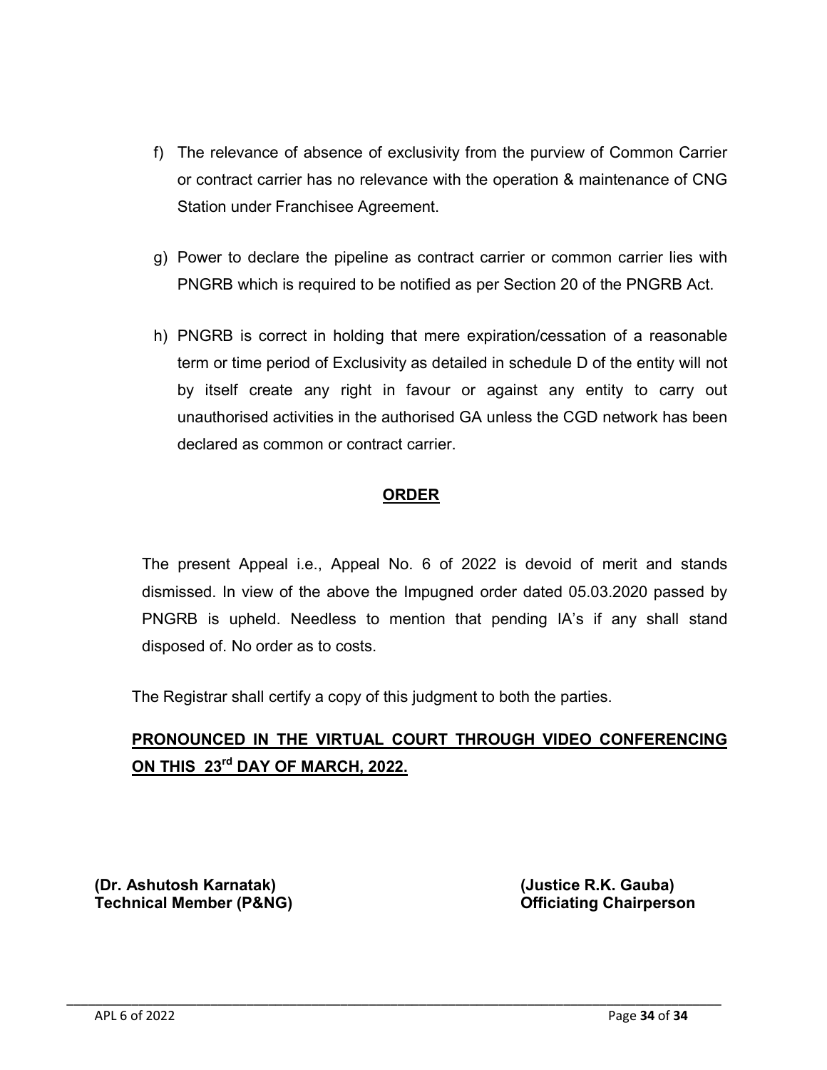f) The relevance of absence of exclusivity from the purview of Common Carrier or contract carrier has no relevance with the operation & maintenance of CNG Station under Franchisee Agreement.

g) Power to declare the pipeline as contract carrier or common carrier lies with PNGRB which is required to be notified as per Section 20 of the PNGRB Act.

h) PNGRB is correct in holding that mere expiration/cessation of a reasonable term or time period of Exclusivity as detailed in schedule D of the entity will not by itself create any right in favour or against any entity to carry out unauthorised activities in the authorised GA unless the CGD network has been declared as common or contract carrier.

## ORDER

The present Appeal i.e., Appeal No. 6 of 2022 is devoid of merit and stands dismissed. In view of the above the Impugned order dated 05.03.2020 passed by PNGRB is upheld. Needless to mention that pending IA's if any shall stand disposed of. No order as to costs.

The Registrar shall certify a copy of this judgment to both the parties.

**PRONOUNCED IN THE VIRTUAL COURT THROUGH VIDEO CONFERENCING ON THIS 23rd DAY OF MARCH, 2022.**

**(Dr. Ashutosh Karnatak)**
**Technical Member (P&NG)**

**(Justice R.K. Gauba)**
**Officiating Chairperson**